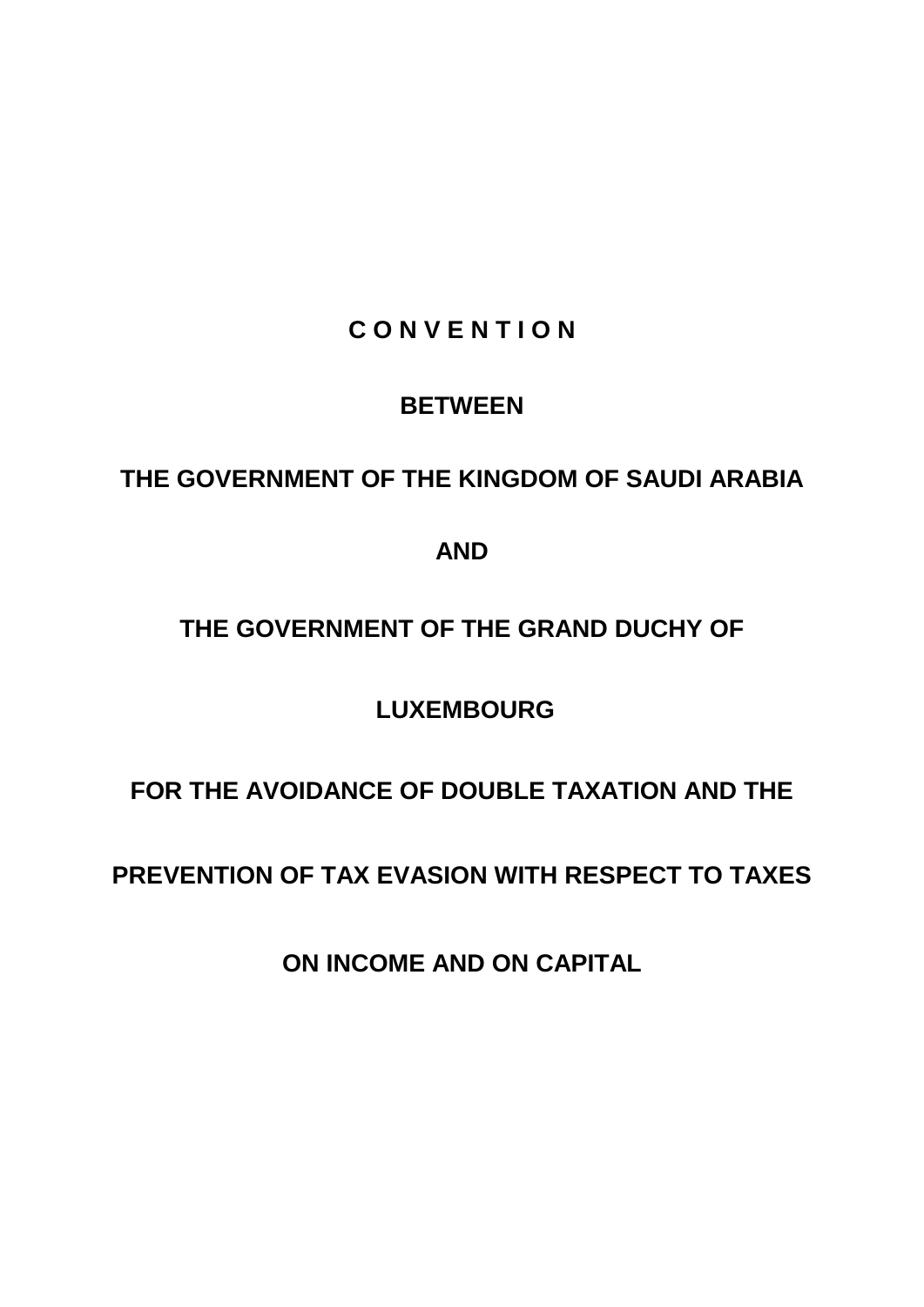# C O N V E N T I O N

**BETWEEN**

**THE GOVERNMENT OF THE KINGDOM OF SAUDI ARABIA**

**AND**

**THE GOVERNMENT OF THE GRAND DUCHY OF**

**LUXEMBOURG**

**FOR THE AVOIDANCE OF DOUBLE TAXATION AND THE**

**PREVENTION OF TAX EVASION WITH RESPECT TO TAXES**

**ON INCOME AND ON CAPITAL**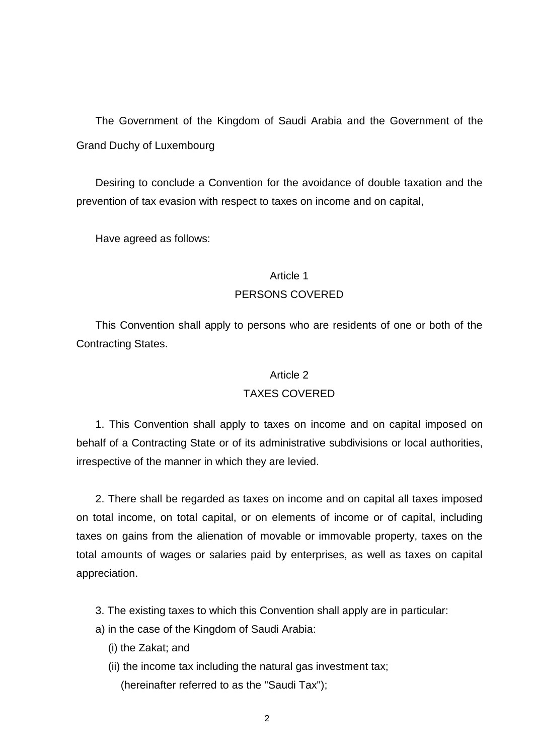The Government of the Kingdom of Saudi Arabia and the Government of the Grand Duchy of Luxembourg

Desiring to conclude a Convention for the avoidance of double taxation and the prevention of tax evasion with respect to taxes on income and on capital,

Have agreed as follows:

## Article 1
## PERSONS COVERED

This Convention shall apply to persons who are residents of one or both of the Contracting States.

## Article 2
## TAXES COVERED

1. This Convention shall apply to taxes on income and on capital imposed on behalf of a Contracting State or of its administrative subdivisions or local authorities, irrespective of the manner in which they are levied.

2. There shall be regarded as taxes on income and on capital all taxes imposed on total income, on total capital, or on elements of income or of capital, including taxes on gains from the alienation of movable or immovable property, taxes on the total amounts of wages or salaries paid by enterprises, as well as taxes on capital appreciation.

3. The existing taxes to which this Convention shall apply are in particular:

a) in the case of the Kingdom of Saudi Arabia:

(i) the Zakat; and

(ii) the income tax including the natural gas investment tax;

(hereinafter referred to as the "Saudi Tax");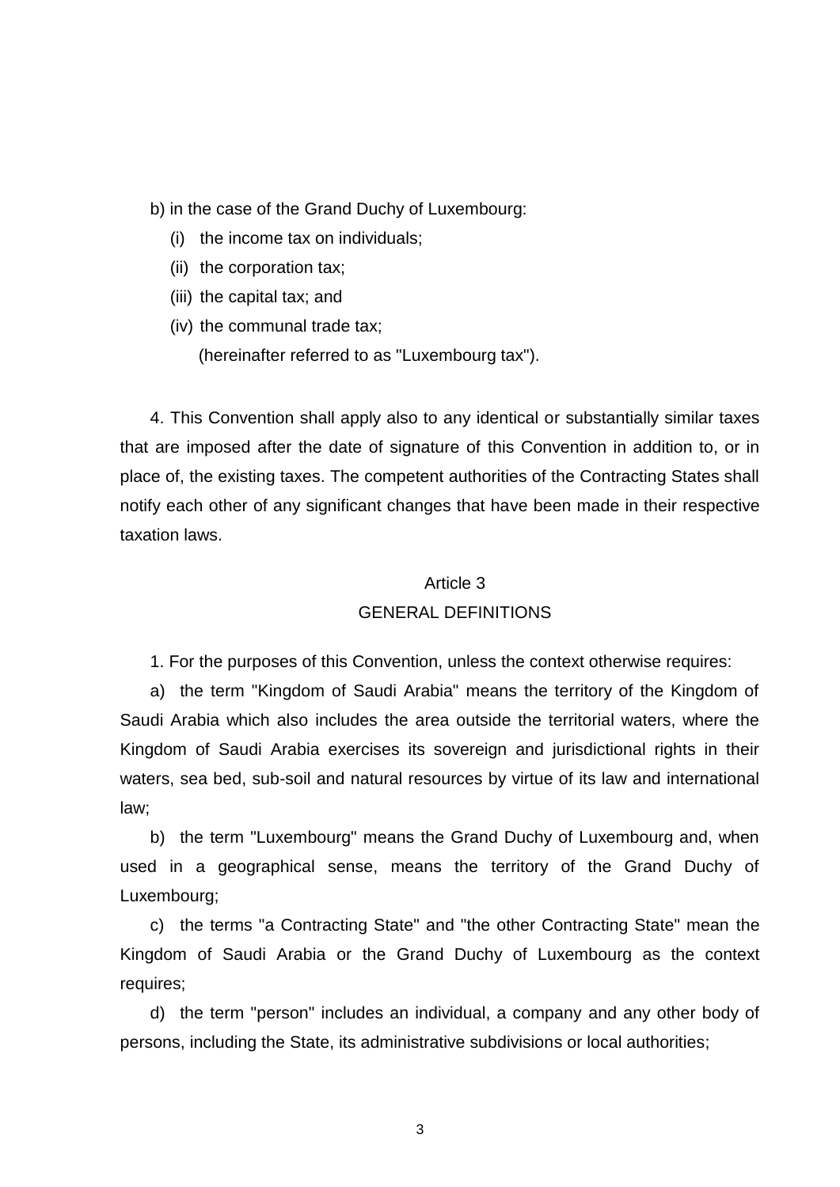b) in the case of the Grand Duchy of Luxembourg:

(i) the income tax on individuals;

(ii) the corporation tax;

(iii) the capital tax; and

(iv) the communal trade tax;

(hereinafter referred to as "Luxembourg tax").

4. This Convention shall apply also to any identical or substantially similar taxes that are imposed after the date of signature of this Convention in addition to, or in place of, the existing taxes. The competent authorities of the Contracting States shall notify each other of any significant changes that have been made in their respective taxation laws.

## Article 3
## GENERAL DEFINITIONS

1. For the purposes of this Convention, unless the context otherwise requires:

a) the term "Kingdom of Saudi Arabia" means the territory of the Kingdom of Saudi Arabia which also includes the area outside the territorial waters, where the Kingdom of Saudi Arabia exercises its sovereign and jurisdictional rights in their waters, sea bed, sub-soil and natural resources by virtue of its law and international law;

b) the term "Luxembourg" means the Grand Duchy of Luxembourg and, when used in a geographical sense, means the territory of the Grand Duchy of Luxembourg;

c) the terms "a Contracting State" and "the other Contracting State" mean the Kingdom of Saudi Arabia or the Grand Duchy of Luxembourg as the context requires;

d) the term "person" includes an individual, a company and any other body of persons, including the State, its administrative subdivisions or local authorities;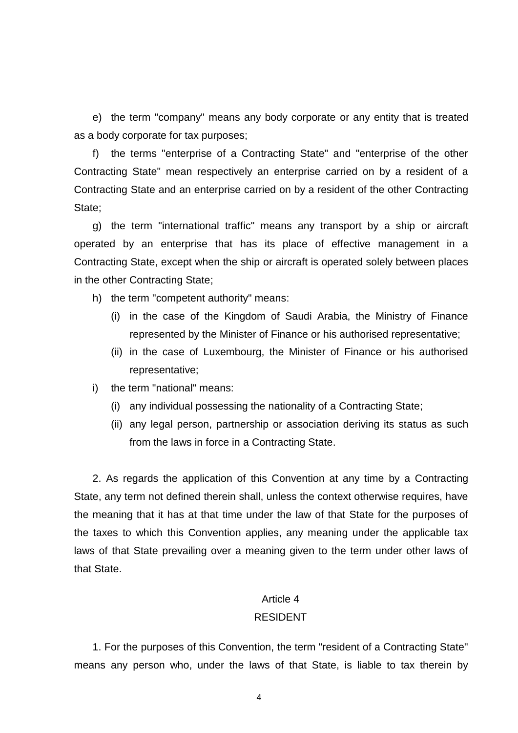e) the term "company" means any body corporate or any entity that is treated as a body corporate for tax purposes;

f) the terms "enterprise of a Contracting State" and "enterprise of the other Contracting State" mean respectively an enterprise carried on by a resident of a Contracting State and an enterprise carried on by a resident of the other Contracting State;

g) the term "international traffic" means any transport by a ship or aircraft operated by an enterprise that has its place of effective management in a Contracting State, except when the ship or aircraft is operated solely between places in the other Contracting State;

h) the term "competent authority" means:

  (i) in the case of the Kingdom of Saudi Arabia, the Ministry of Finance represented by the Minister of Finance or his authorised representative;

  (ii) in the case of Luxembourg, the Minister of Finance or his authorised representative;

i) the term "national" means:

  (i) any individual possessing the nationality of a Contracting State;

  (ii) any legal person, partnership or association deriving its status as such from the laws in force in a Contracting State.

2. As regards the application of this Convention at any time by a Contracting State, any term not defined therein shall, unless the context otherwise requires, have the meaning that it has at that time under the law of that State for the purposes of the taxes to which this Convention applies, any meaning under the applicable tax laws of that State prevailing over a meaning given to the term under other laws of that State.

## Article 4
## RESIDENT

1. For the purposes of this Convention, the term "resident of a Contracting State" means any person who, under the laws of that State, is liable to tax therein by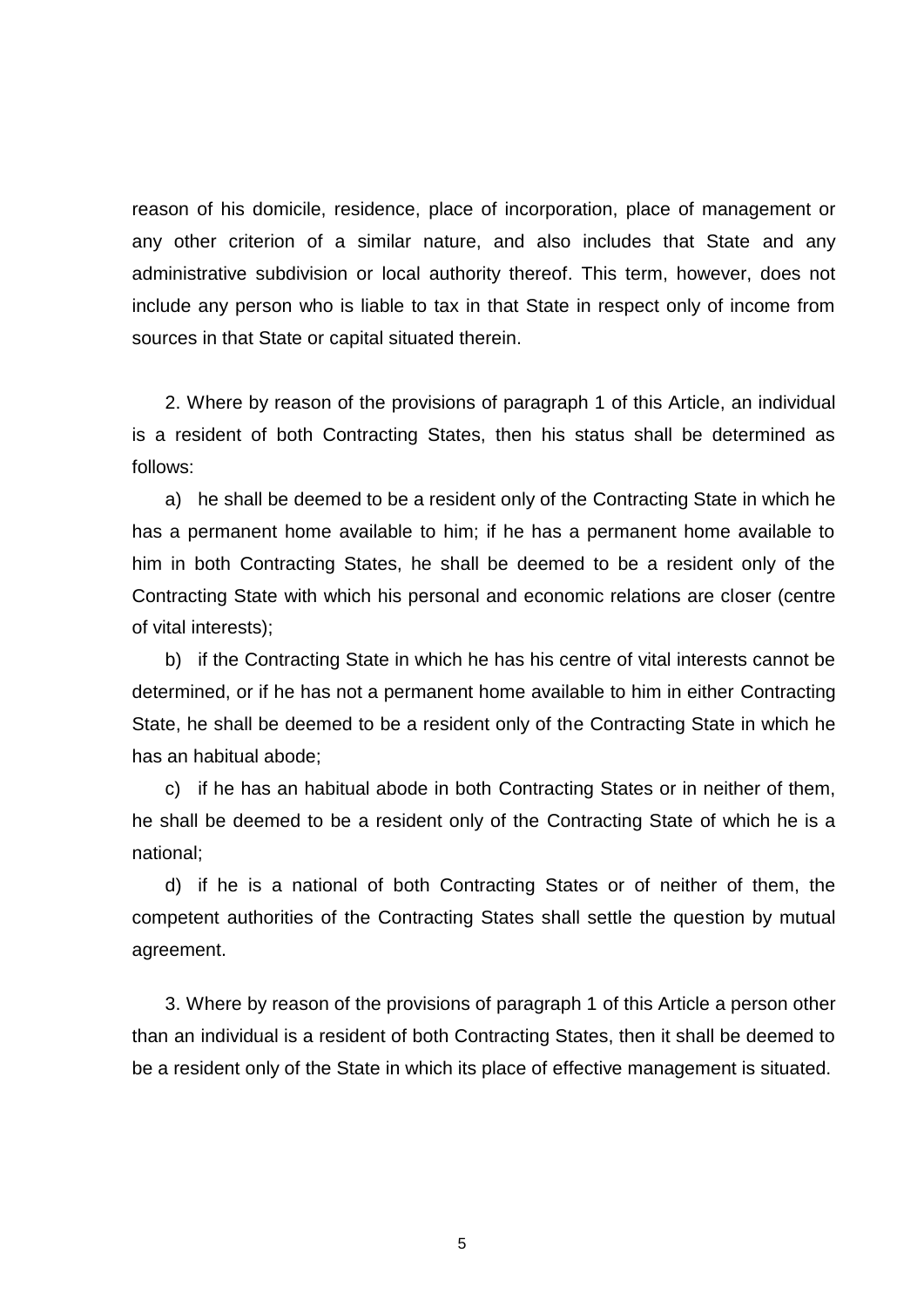reason of his domicile, residence, place of incorporation, place of management or any other criterion of a similar nature, and also includes that State and any administrative subdivision or local authority thereof. This term, however, does not include any person who is liable to tax in that State in respect only of income from sources in that State or capital situated therein.

2. Where by reason of the provisions of paragraph 1 of this Article, an individual is a resident of both Contracting States, then his status shall be determined as follows:

a) he shall be deemed to be a resident only of the Contracting State in which he has a permanent home available to him; if he has a permanent home available to him in both Contracting States, he shall be deemed to be a resident only of the Contracting State with which his personal and economic relations are closer (centre of vital interests);

b) if the Contracting State in which he has his centre of vital interests cannot be determined, or if he has not a permanent home available to him in either Contracting State, he shall be deemed to be a resident only of the Contracting State in which he has an habitual abode;

c) if he has an habitual abode in both Contracting States or in neither of them, he shall be deemed to be a resident only of the Contracting State of which he is a national;

d) if he is a national of both Contracting States or of neither of them, the competent authorities of the Contracting States shall settle the question by mutual agreement.

3. Where by reason of the provisions of paragraph 1 of this Article a person other than an individual is a resident of both Contracting States, then it shall be deemed to be a resident only of the State in which its place of effective management is situated.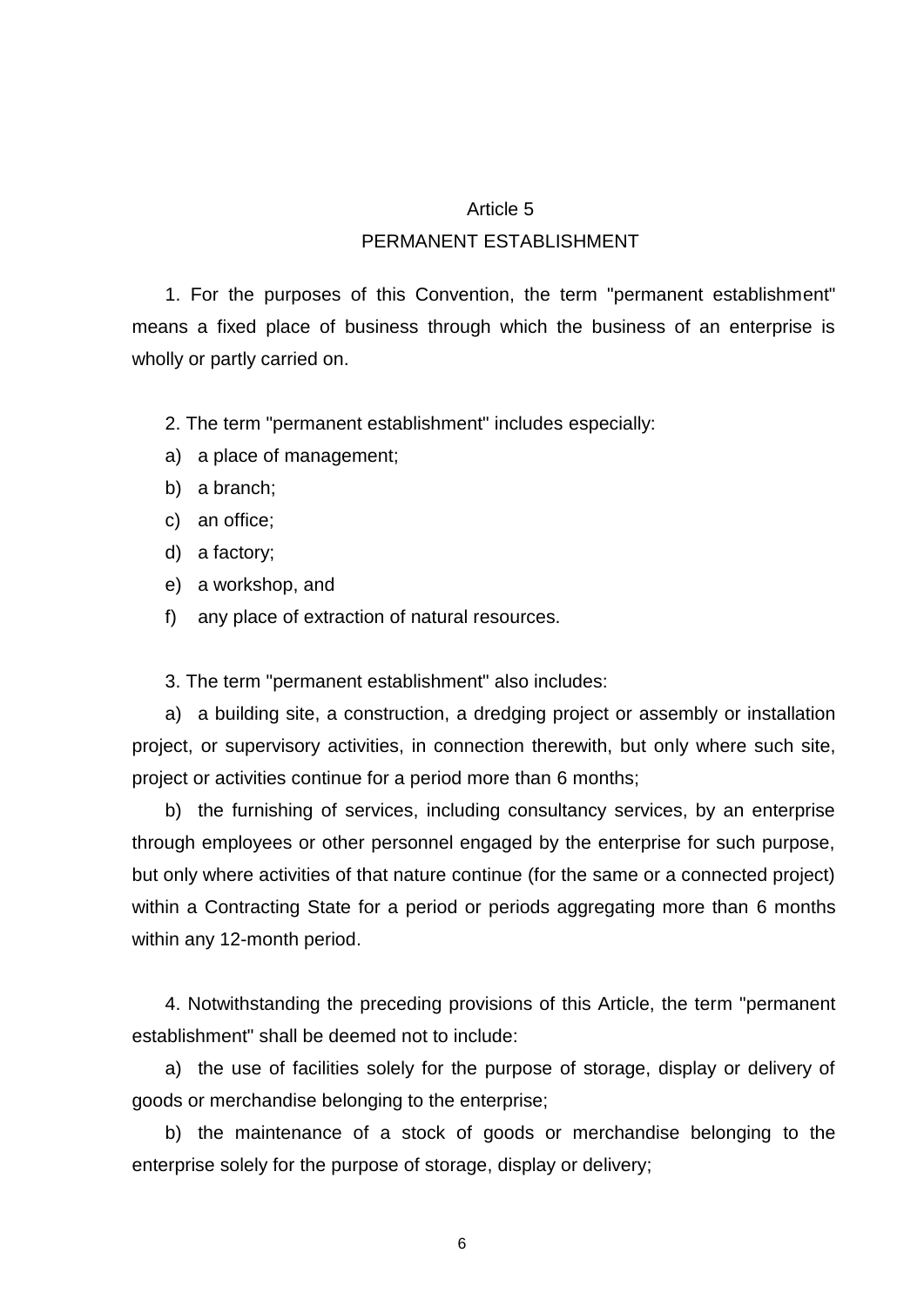## Article 5
## PERMANENT ESTABLISHMENT

1. For the purposes of this Convention, the term "permanent establishment" means a fixed place of business through which the business of an enterprise is wholly or partly carried on.

2. The term "permanent establishment" includes especially:

a) a place of management;

b) a branch;

c) an office;

d) a factory;

e) a workshop, and

f) any place of extraction of natural resources.

3. The term "permanent establishment" also includes:

a) a building site, a construction, a dredging project or assembly or installation project, or supervisory activities, in connection therewith, but only where such site, project or activities continue for a period more than 6 months;

b) the furnishing of services, including consultancy services, by an enterprise through employees or other personnel engaged by the enterprise for such purpose, but only where activities of that nature continue (for the same or a connected project) within a Contracting State for a period or periods aggregating more than 6 months within any 12-month period.

4. Notwithstanding the preceding provisions of this Article, the term "permanent establishment" shall be deemed not to include:

a) the use of facilities solely for the purpose of storage, display or delivery of goods or merchandise belonging to the enterprise;

b) the maintenance of a stock of goods or merchandise belonging to the enterprise solely for the purpose of storage, display or delivery;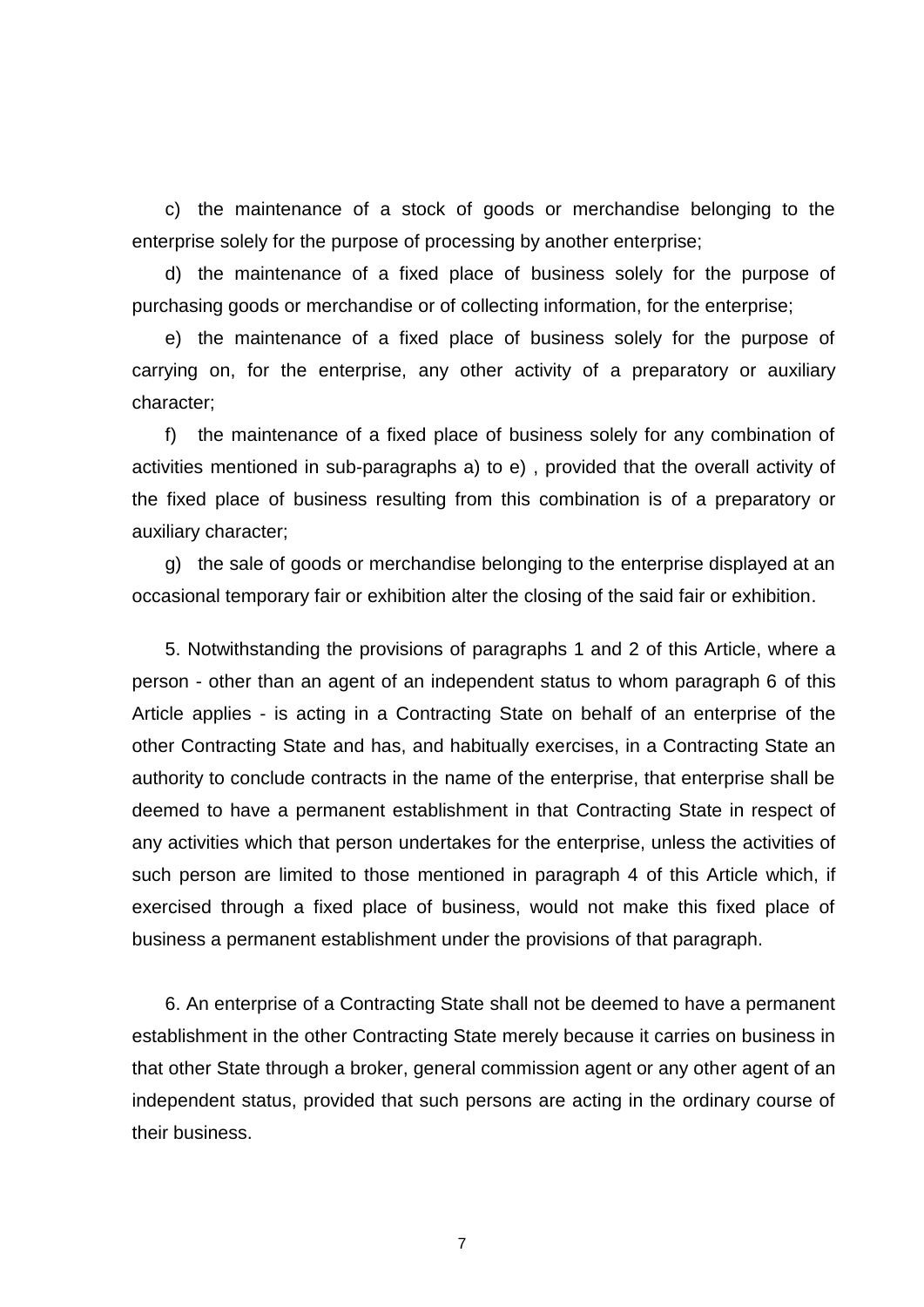c) the maintenance of a stock of goods or merchandise belonging to the enterprise solely for the purpose of processing by another enterprise;

d) the maintenance of a fixed place of business solely for the purpose of purchasing goods or merchandise or of collecting information, for the enterprise;

e) the maintenance of a fixed place of business solely for the purpose of carrying on, for the enterprise, any other activity of a preparatory or auxiliary character;

f) the maintenance of a fixed place of business solely for any combination of activities mentioned in sub-paragraphs a) to e) , provided that the overall activity of the fixed place of business resulting from this combination is of a preparatory or auxiliary character;

g) the sale of goods or merchandise belonging to the enterprise displayed at an occasional temporary fair or exhibition alter the closing of the said fair or exhibition.

5. Notwithstanding the provisions of paragraphs 1 and 2 of this Article, where a person - other than an agent of an independent status to whom paragraph 6 of this Article applies - is acting in a Contracting State on behalf of an enterprise of the other Contracting State and has, and habitually exercises, in a Contracting State an authority to conclude contracts in the name of the enterprise, that enterprise shall be deemed to have a permanent establishment in that Contracting State in respect of any activities which that person undertakes for the enterprise, unless the activities of such person are limited to those mentioned in paragraph 4 of this Article which, if exercised through a fixed place of business, would not make this fixed place of business a permanent establishment under the provisions of that paragraph.

6. An enterprise of a Contracting State shall not be deemed to have a permanent establishment in the other Contracting State merely because it carries on business in that other State through a broker, general commission agent or any other agent of an independent status, provided that such persons are acting in the ordinary course of their business.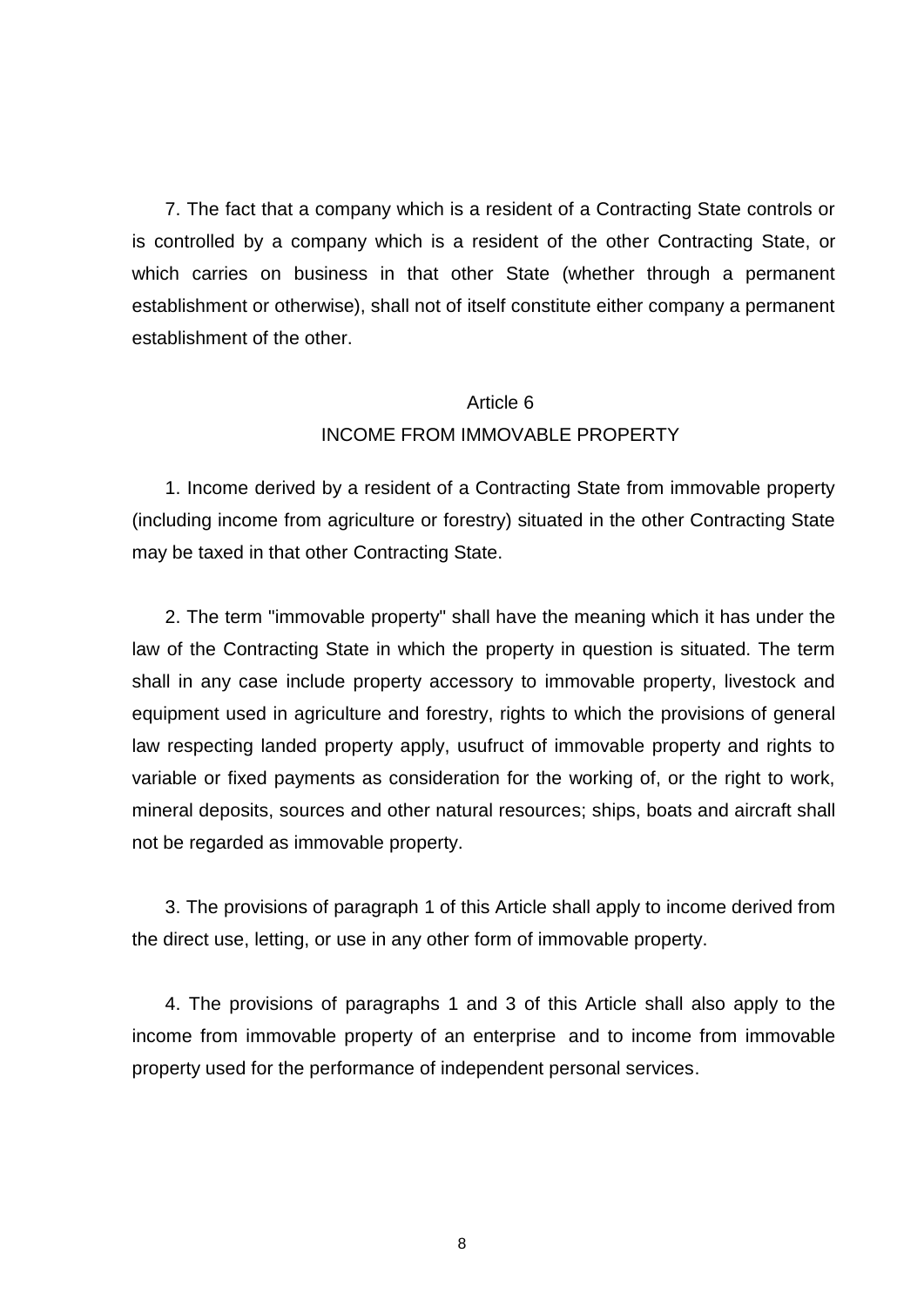7. The fact that a company which is a resident of a Contracting State controls or is controlled by a company which is a resident of the other Contracting State, or which carries on business in that other State (whether through a permanent establishment or otherwise), shall not of itself constitute either company a permanent establishment of the other.

## Article 6
## INCOME FROM IMMOVABLE PROPERTY

1. Income derived by a resident of a Contracting State from immovable property (including income from agriculture or forestry) situated in the other Contracting State may be taxed in that other Contracting State.

2. The term "immovable property" shall have the meaning which it has under the law of the Contracting State in which the property in question is situated. The term shall in any case include property accessory to immovable property, livestock and equipment used in agriculture and forestry, rights to which the provisions of general law respecting landed property apply, usufruct of immovable property and rights to variable or fixed payments as consideration for the working of, or the right to work, mineral deposits, sources and other natural resources; ships, boats and aircraft shall not be regarded as immovable property.

3. The provisions of paragraph 1 of this Article shall apply to income derived from the direct use, letting, or use in any other form of immovable property.

4. The provisions of paragraphs 1 and 3 of this Article shall also apply to the income from immovable property of an enterprise and to income from immovable property used for the performance of independent personal services.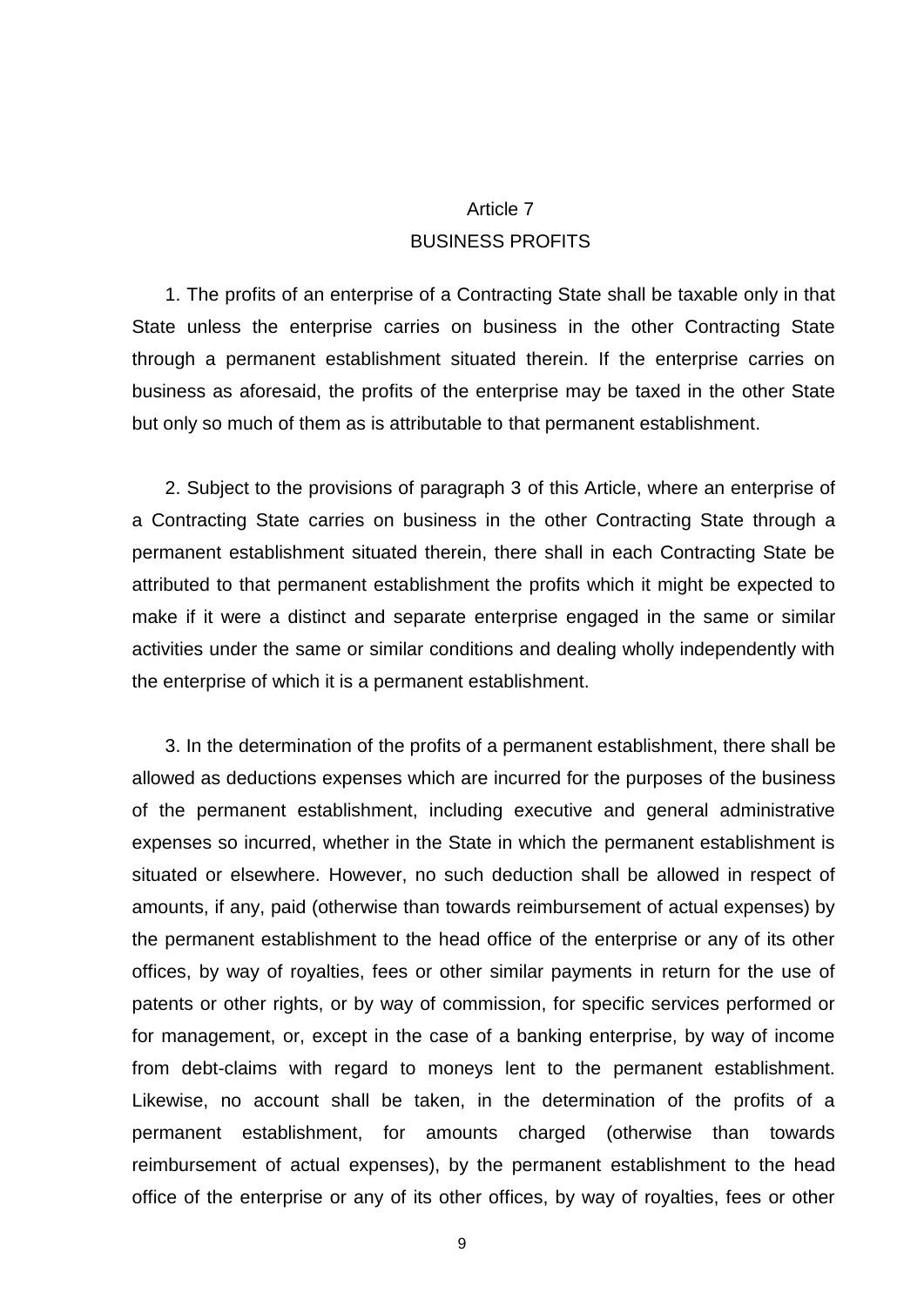## Article 7
## BUSINESS PROFITS

1. The profits of an enterprise of a Contracting State shall be taxable only in that State unless the enterprise carries on business in the other Contracting State through a permanent establishment situated therein. If the enterprise carries on business as aforesaid, the profits of the enterprise may be taxed in the other State but only so much of them as is attributable to that permanent establishment.

2. Subject to the provisions of paragraph 3 of this Article, where an enterprise of a Contracting State carries on business in the other Contracting State through a permanent establishment situated therein, there shall in each Contracting State be attributed to that permanent establishment the profits which it might be expected to make if it were a distinct and separate enterprise engaged in the same or similar activities under the same or similar conditions and dealing wholly independently with the enterprise of which it is a permanent establishment.

3. In the determination of the profits of a permanent establishment, there shall be allowed as deductions expenses which are incurred for the purposes of the business of the permanent establishment, including executive and general administrative expenses so incurred, whether in the State in which the permanent establishment is situated or elsewhere. However, no such deduction shall be allowed in respect of amounts, if any, paid (otherwise than towards reimbursement of actual expenses) by the permanent establishment to the head office of the enterprise or any of its other offices, by way of royalties, fees or other similar payments in return for the use of patents or other rights, or by way of commission, for specific services performed or for management, or, except in the case of a banking enterprise, by way of income from debt-claims with regard to moneys lent to the permanent establishment. Likewise, no account shall be taken, in the determination of the profits of a permanent establishment, for amounts charged (otherwise than towards reimbursement of actual expenses), by the permanent establishment to the head office of the enterprise or any of its other offices, by way of royalties, fees or other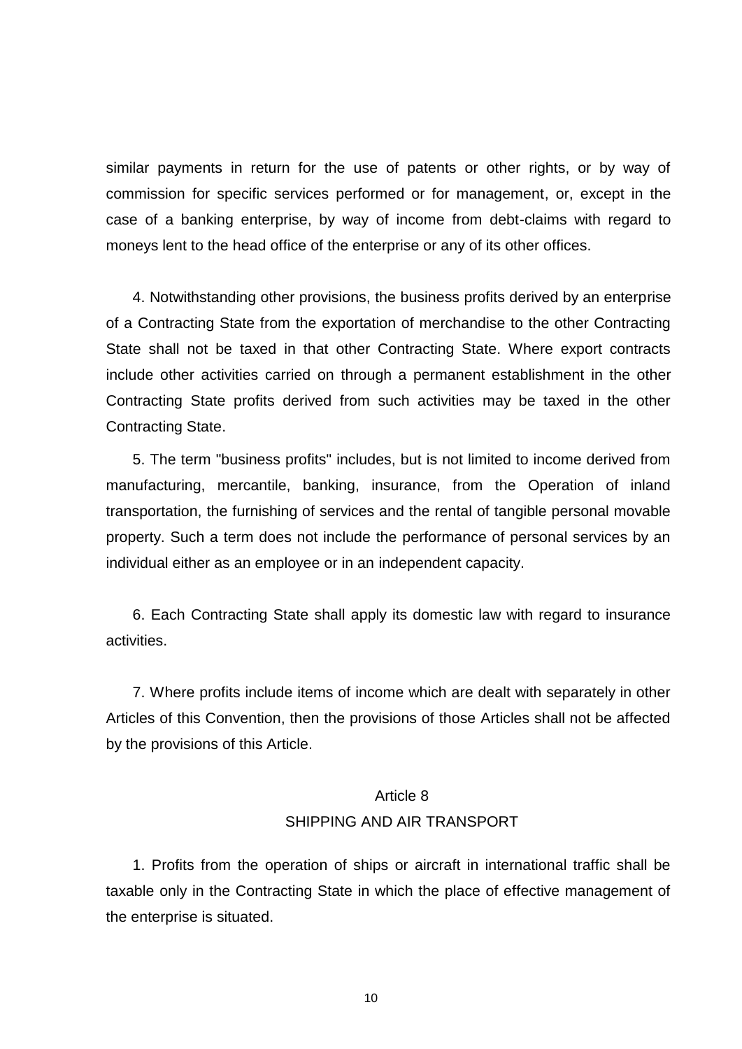similar payments in return for the use of patents or other rights, or by way of commission for specific services performed or for management, or, except in the case of a banking enterprise, by way of income from debt-claims with regard to moneys lent to the head office of the enterprise or any of its other offices.

4. Notwithstanding other provisions, the business profits derived by an enterprise of a Contracting State from the exportation of merchandise to the other Contracting State shall not be taxed in that other Contracting State. Where export contracts include other activities carried on through a permanent establishment in the other Contracting State profits derived from such activities may be taxed in the other Contracting State.

5. The term "business profits" includes, but is not limited to income derived from manufacturing, mercantile, banking, insurance, from the Operation of inland transportation, the furnishing of services and the rental of tangible personal movable property. Such a term does not include the performance of personal services by an individual either as an employee or in an independent capacity.

6. Each Contracting State shall apply its domestic law with regard to insurance activities.

7. Where profits include items of income which are dealt with separately in other Articles of this Convention, then the provisions of those Articles shall not be affected by the provisions of this Article.

## Article 8
## SHIPPING AND AIR TRANSPORT

1. Profits from the operation of ships or aircraft in international traffic shall be taxable only in the Contracting State in which the place of effective management of the enterprise is situated.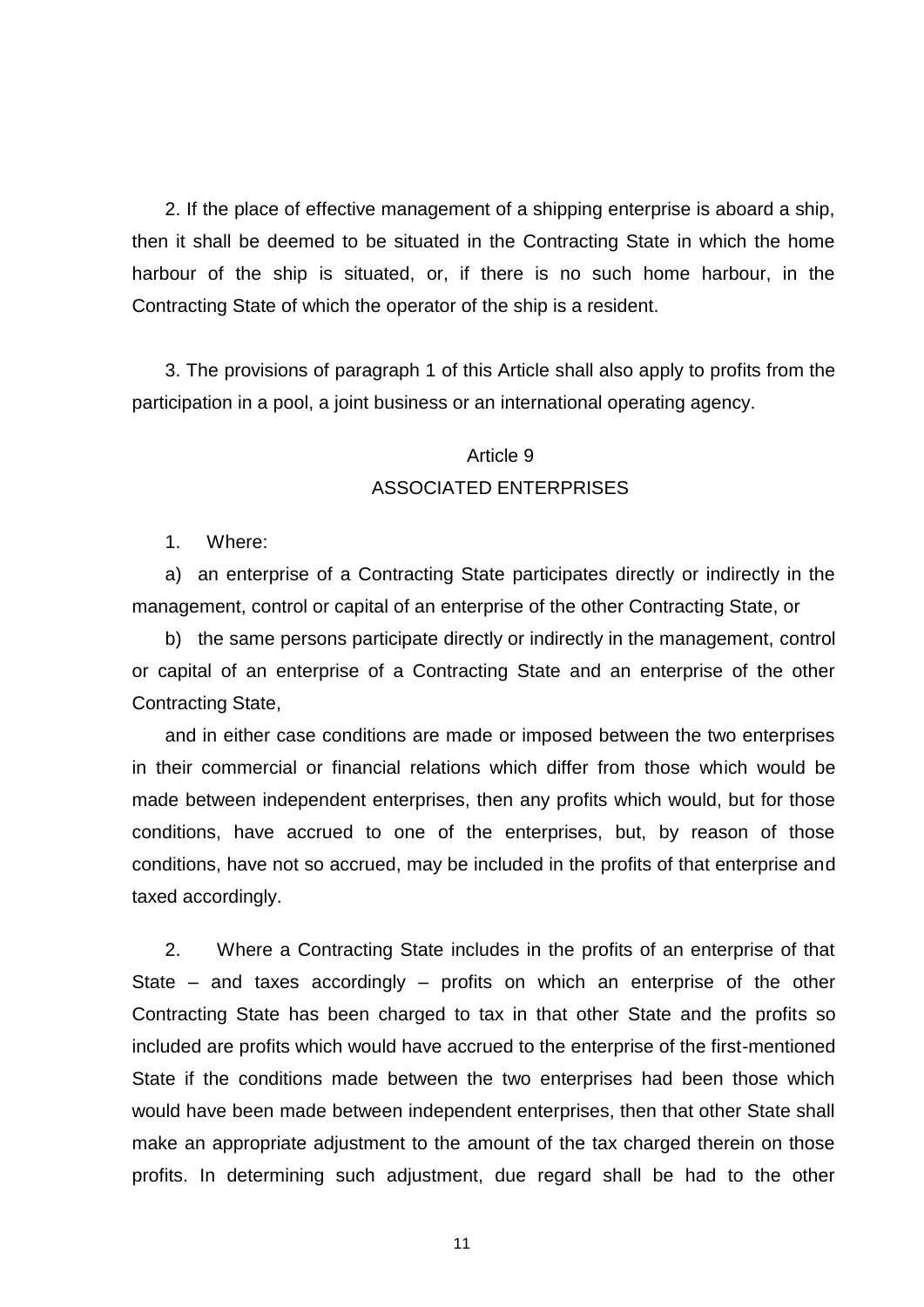2. If the place of effective management of a shipping enterprise is aboard a ship, then it shall be deemed to be situated in the Contracting State in which the home harbour of the ship is situated, or, if there is no such home harbour, in the Contracting State of which the operator of the ship is a resident.

3. The provisions of paragraph 1 of this Article shall also apply to profits from the participation in a pool, a joint business or an international operating agency.

## Article 9
## ASSOCIATED ENTERPRISES

1. Where:

a) an enterprise of a Contracting State participates directly or indirectly in the management, control or capital of an enterprise of the other Contracting State, or

b) the same persons participate directly or indirectly in the management, control or capital of an enterprise of a Contracting State and an enterprise of the other Contracting State,

and in either case conditions are made or imposed between the two enterprises in their commercial or financial relations which differ from those which would be made between independent enterprises, then any profits which would, but for those conditions, have accrued to one of the enterprises, but, by reason of those conditions, have not so accrued, may be included in the profits of that enterprise and taxed accordingly.

2. Where a Contracting State includes in the profits of an enterprise of that State – and taxes accordingly – profits on which an enterprise of the other Contracting State has been charged to tax in that other State and the profits so included are profits which would have accrued to the enterprise of the first-mentioned State if the conditions made between the two enterprises had been those which would have been made between independent enterprises, then that other State shall make an appropriate adjustment to the amount of the tax charged therein on those profits. In determining such adjustment, due regard shall be had to the other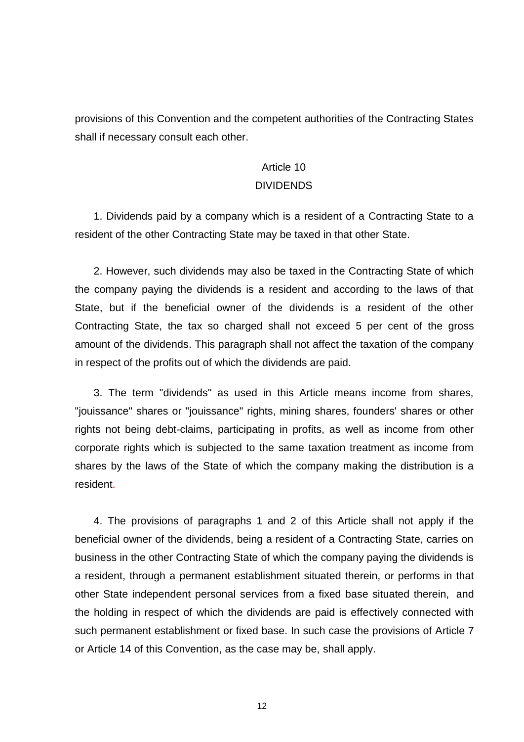provisions of this Convention and the competent authorities of the Contracting States shall if necessary consult each other.

## Article 10
## DIVIDENDS

1. Dividends paid by a company which is a resident of a Contracting State to a resident of the other Contracting State may be taxed in that other State.

2. However, such dividends may also be taxed in the Contracting State of which the company paying the dividends is a resident and according to the laws of that State, but if the beneficial owner of the dividends is a resident of the other Contracting State, the tax so charged shall not exceed 5 per cent of the gross amount of the dividends. This paragraph shall not affect the taxation of the company in respect of the profits out of which the dividends are paid.

3. The term "dividends" as used in this Article means income from shares, "jouissance" shares or "jouissance" rights, mining shares, founders' shares or other rights not being debt-claims, participating in profits, as well as income from other corporate rights which is subjected to the same taxation treatment as income from shares by the laws of the State of which the company making the distribution is a resident.

4. The provisions of paragraphs 1 and 2 of this Article shall not apply if the beneficial owner of the dividends, being a resident of a Contracting State, carries on business in the other Contracting State of which the company paying the dividends is a resident, through a permanent establishment situated therein, or performs in that other State independent personal services from a fixed base situated therein, and the holding in respect of which the dividends are paid is effectively connected with such permanent establishment or fixed base. In such case the provisions of Article 7 or Article 14 of this Convention, as the case may be, shall apply.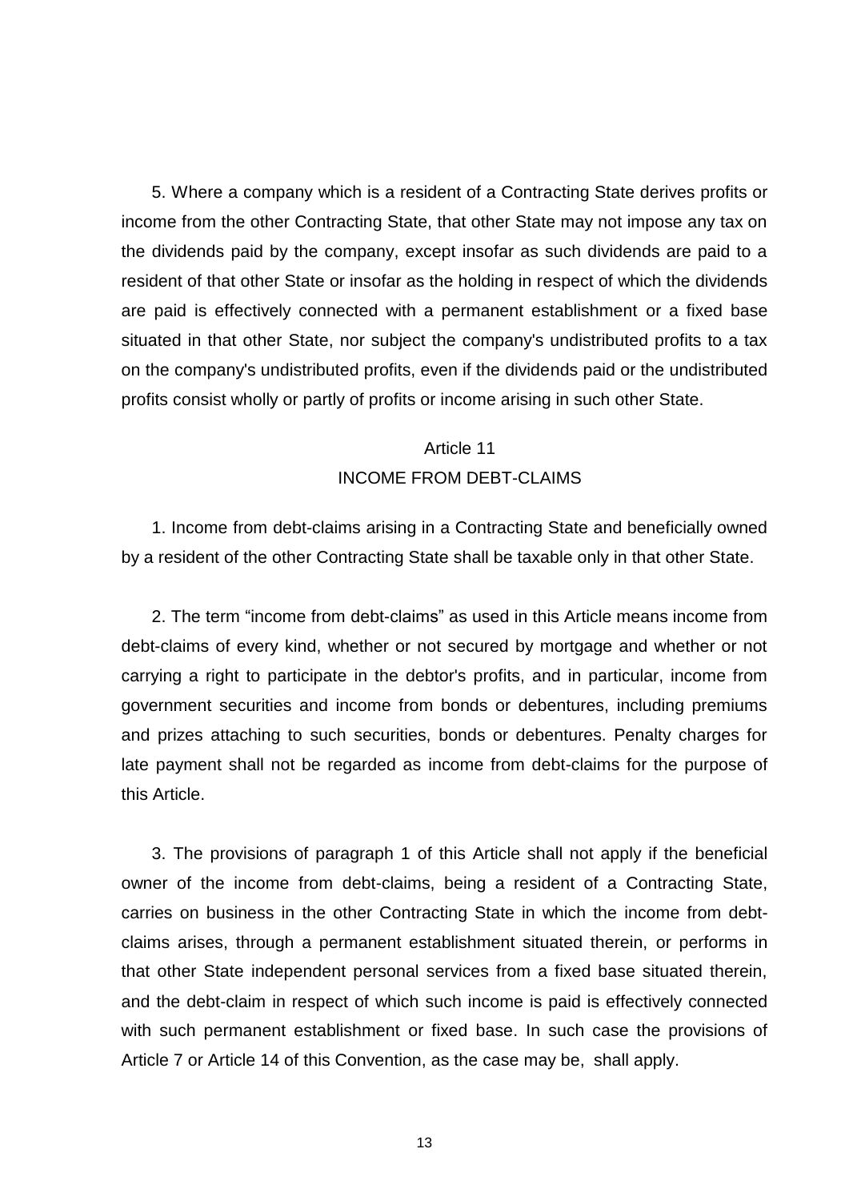5. Where a company which is a resident of a Contracting State derives profits or income from the other Contracting State, that other State may not impose any tax on the dividends paid by the company, except insofar as such dividends are paid to a resident of that other State or insofar as the holding in respect of which the dividends are paid is effectively connected with a permanent establishment or a fixed base situated in that other State, nor subject the company's undistributed profits to a tax on the company's undistributed profits, even if the dividends paid or the undistributed profits consist wholly or partly of profits or income arising in such other State.

## Article 11
## INCOME FROM DEBT-CLAIMS

1. Income from debt-claims arising in a Contracting State and beneficially owned by a resident of the other Contracting State shall be taxable only in that other State.

2. The term "income from debt-claims" as used in this Article means income from debt-claims of every kind, whether or not secured by mortgage and whether or not carrying a right to participate in the debtor's profits, and in particular, income from government securities and income from bonds or debentures, including premiums and prizes attaching to such securities, bonds or debentures. Penalty charges for late payment shall not be regarded as income from debt-claims for the purpose of this Article.

3. The provisions of paragraph 1 of this Article shall not apply if the beneficial owner of the income from debt-claims, being a resident of a Contracting State, carries on business in the other Contracting State in which the income from debt-claims arises, through a permanent establishment situated therein, or performs in that other State independent personal services from a fixed base situated therein, and the debt-claim in respect of which such income is paid is effectively connected with such permanent establishment or fixed base. In such case the provisions of Article 7 or Article 14 of this Convention, as the case may be, shall apply.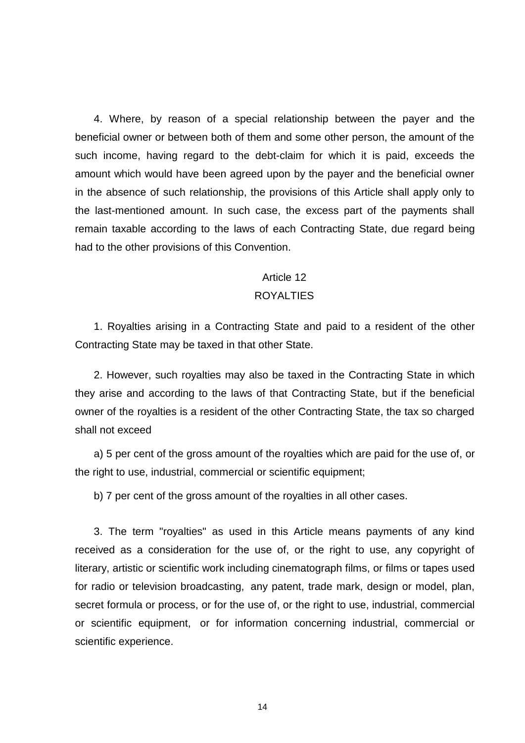4. Where, by reason of a special relationship between the payer and the beneficial owner or between both of them and some other person, the amount of the such income, having regard to the debt-claim for which it is paid, exceeds the amount which would have been agreed upon by the payer and the beneficial owner in the absence of such relationship, the provisions of this Article shall apply only to the last-mentioned amount. In such case, the excess part of the payments shall remain taxable according to the laws of each Contracting State, due regard being had to the other provisions of this Convention.

## Article 12
## ROYALTIES

1. Royalties arising in a Contracting State and paid to a resident of the other Contracting State may be taxed in that other State.

2. However, such royalties may also be taxed in the Contracting State in which they arise and according to the laws of that Contracting State, but if the beneficial owner of the royalties is a resident of the other Contracting State, the tax so charged shall not exceed

a) 5 per cent of the gross amount of the royalties which are paid for the use of, or the right to use, industrial, commercial or scientific equipment;

b) 7 per cent of the gross amount of the royalties in all other cases.

3. The term "royalties" as used in this Article means payments of any kind received as a consideration for the use of, or the right to use, any copyright of literary, artistic or scientific work including cinematograph films, or films or tapes used for radio or television broadcasting, any patent, trade mark, design or model, plan, secret formula or process, or for the use of, or the right to use, industrial, commercial or scientific equipment, or for information concerning industrial, commercial or scientific experience.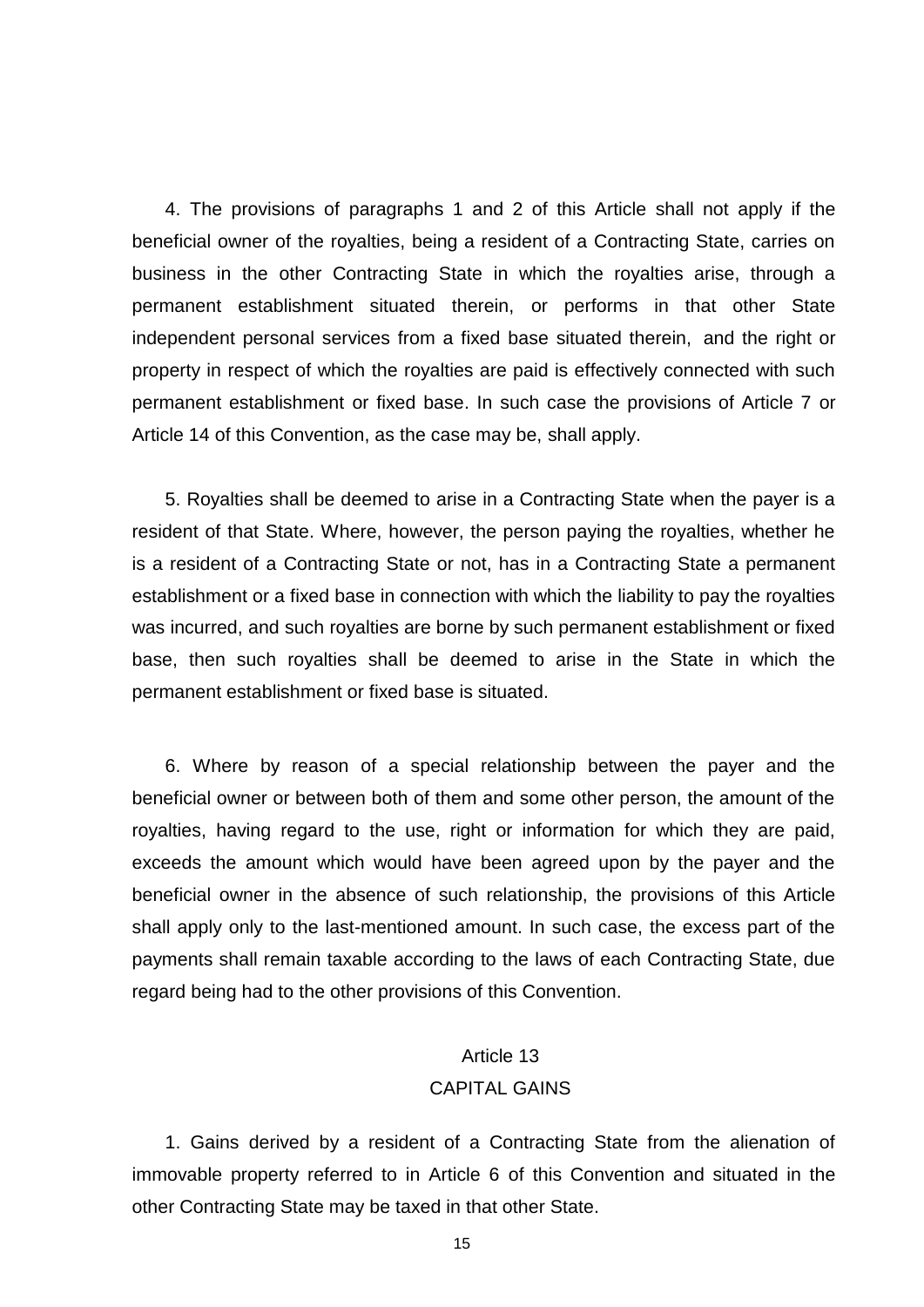4. The provisions of paragraphs 1 and 2 of this Article shall not apply if the beneficial owner of the royalties, being a resident of a Contracting State, carries on business in the other Contracting State in which the royalties arise, through a permanent establishment situated therein, or performs in that other State independent personal services from a fixed base situated therein, and the right or property in respect of which the royalties are paid is effectively connected with such permanent establishment or fixed base. In such case the provisions of Article 7 or Article 14 of this Convention, as the case may be, shall apply.

5. Royalties shall be deemed to arise in a Contracting State when the payer is a resident of that State. Where, however, the person paying the royalties, whether he is a resident of a Contracting State or not, has in a Contracting State a permanent establishment or a fixed base in connection with which the liability to pay the royalties was incurred, and such royalties are borne by such permanent establishment or fixed base, then such royalties shall be deemed to arise in the State in which the permanent establishment or fixed base is situated.

6. Where by reason of a special relationship between the payer and the beneficial owner or between both of them and some other person, the amount of the royalties, having regard to the use, right or information for which they are paid, exceeds the amount which would have been agreed upon by the payer and the beneficial owner in the absence of such relationship, the provisions of this Article shall apply only to the last-mentioned amount. In such case, the excess part of the payments shall remain taxable according to the laws of each Contracting State, due regard being had to the other provisions of this Convention.

## Article 13
## CAPITAL GAINS

1. Gains derived by a resident of a Contracting State from the alienation of immovable property referred to in Article 6 of this Convention and situated in the other Contracting State may be taxed in that other State.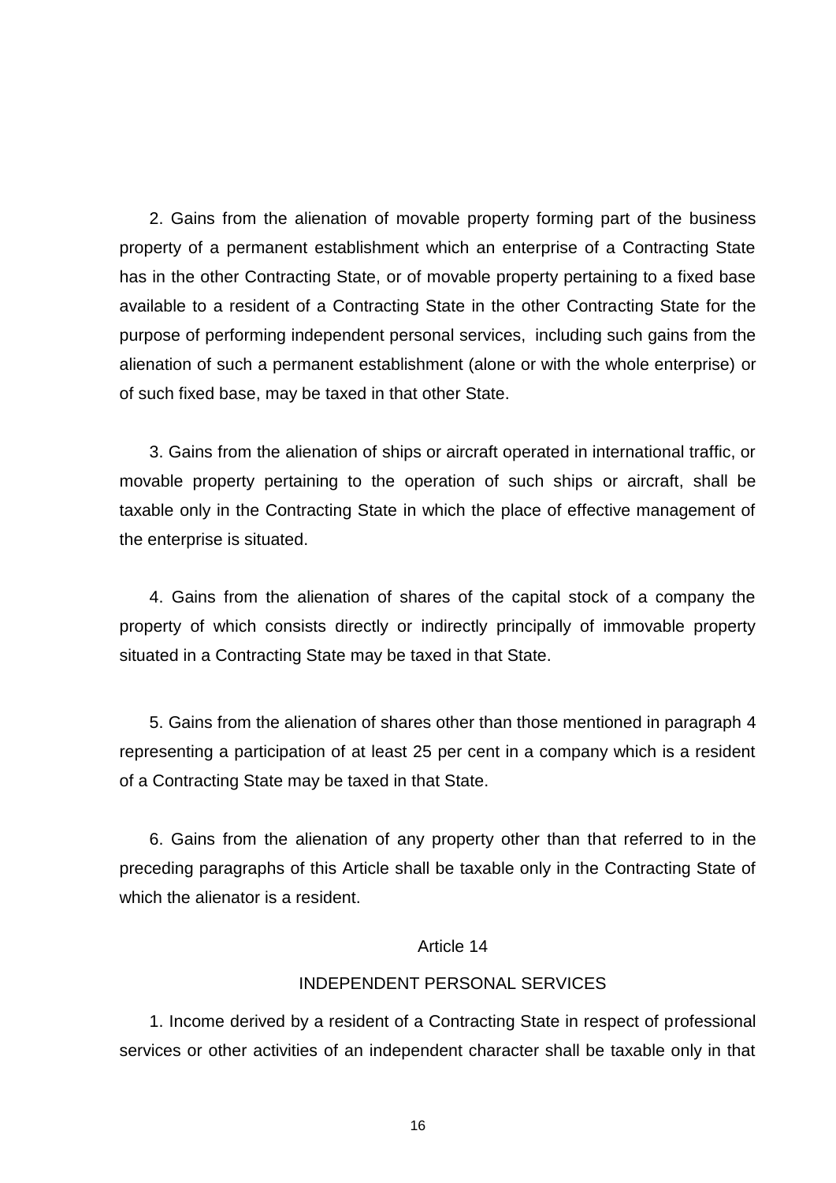2. Gains from the alienation of movable property forming part of the business property of a permanent establishment which an enterprise of a Contracting State has in the other Contracting State, or of movable property pertaining to a fixed base available to a resident of a Contracting State in the other Contracting State for the purpose of performing independent personal services, including such gains from the alienation of such a permanent establishment (alone or with the whole enterprise) or of such fixed base, may be taxed in that other State.

3. Gains from the alienation of ships or aircraft operated in international traffic, or movable property pertaining to the operation of such ships or aircraft, shall be taxable only in the Contracting State in which the place of effective management of the enterprise is situated.

4. Gains from the alienation of shares of the capital stock of a company the property of which consists directly or indirectly principally of immovable property situated in a Contracting State may be taxed in that State.

5. Gains from the alienation of shares other than those mentioned in paragraph 4 representing a participation of at least 25 per cent in a company which is a resident of a Contracting State may be taxed in that State.

6. Gains from the alienation of any property other than that referred to in the preceding paragraphs of this Article shall be taxable only in the Contracting State of which the alienator is a resident.

## Article 14

## INDEPENDENT PERSONAL SERVICES

1. Income derived by a resident of a Contracting State in respect of professional services or other activities of an independent character shall be taxable only in that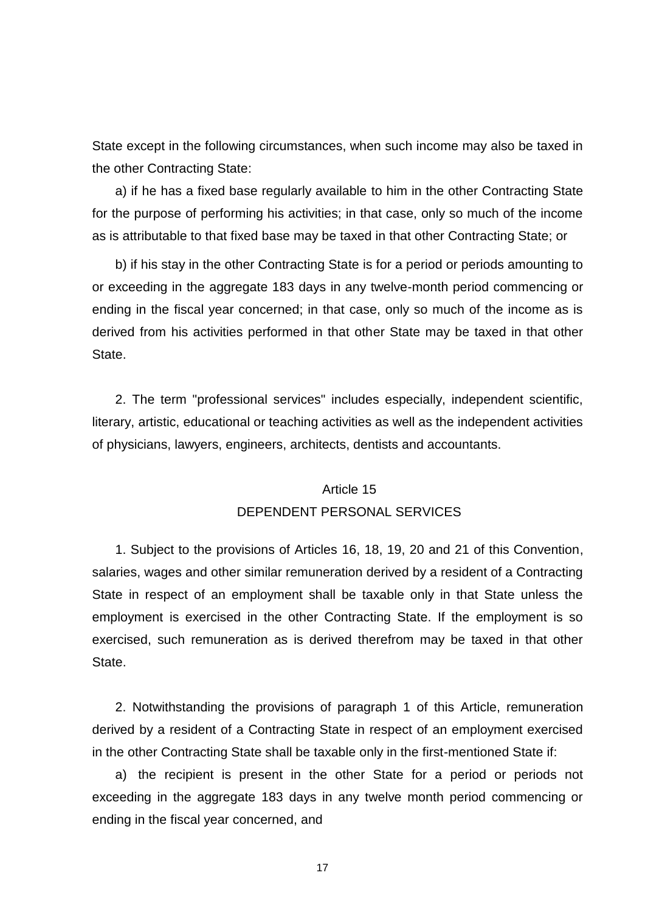State except in the following circumstances, when such income may also be taxed in the other Contracting State:

a) if he has a fixed base regularly available to him in the other Contracting State for the purpose of performing his activities; in that case, only so much of the income as is attributable to that fixed base may be taxed in that other Contracting State; or

b) if his stay in the other Contracting State is for a period or periods amounting to or exceeding in the aggregate 183 days in any twelve-month period commencing or ending in the fiscal year concerned; in that case, only so much of the income as is derived from his activities performed in that other State may be taxed in that other State.

2. The term "professional services" includes especially, independent scientific, literary, artistic, educational or teaching activities as well as the independent activities of physicians, lawyers, engineers, architects, dentists and accountants.

## Article 15
## DEPENDENT PERSONAL SERVICES

1. Subject to the provisions of Articles 16, 18, 19, 20 and 21 of this Convention, salaries, wages and other similar remuneration derived by a resident of a Contracting State in respect of an employment shall be taxable only in that State unless the employment is exercised in the other Contracting State. If the employment is so exercised, such remuneration as is derived therefrom may be taxed in that other State.

2. Notwithstanding the provisions of paragraph 1 of this Article, remuneration derived by a resident of a Contracting State in respect of an employment exercised in the other Contracting State shall be taxable only in the first-mentioned State if:

a) the recipient is present in the other State for a period or periods not exceeding in the aggregate 183 days in any twelve month period commencing or ending in the fiscal year concerned, and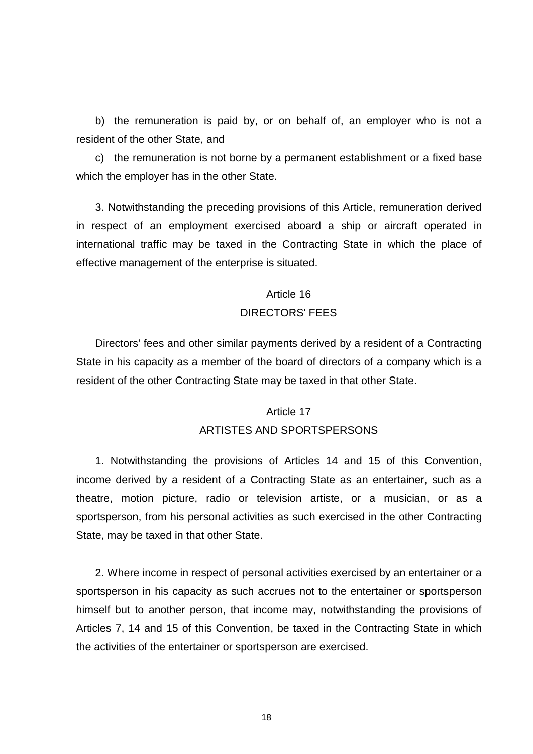b) the remuneration is paid by, or on behalf of, an employer who is not a resident of the other State, and

c) the remuneration is not borne by a permanent establishment or a fixed base which the employer has in the other State.

3. Notwithstanding the preceding provisions of this Article, remuneration derived in respect of an employment exercised aboard a ship or aircraft operated in international traffic may be taxed in the Contracting State in which the place of effective management of the enterprise is situated.

## Article 16
## DIRECTORS' FEES

Directors' fees and other similar payments derived by a resident of a Contracting State in his capacity as a member of the board of directors of a company which is a resident of the other Contracting State may be taxed in that other State.

## Article 17
## ARTISTES AND SPORTSPERSONS

1. Notwithstanding the provisions of Articles 14 and 15 of this Convention, income derived by a resident of a Contracting State as an entertainer, such as a theatre, motion picture, radio or television artiste, or a musician, or as a sportsperson, from his personal activities as such exercised in the other Contracting State, may be taxed in that other State.

2. Where income in respect of personal activities exercised by an entertainer or a sportsperson in his capacity as such accrues not to the entertainer or sportsperson himself but to another person, that income may, notwithstanding the provisions of Articles 7, 14 and 15 of this Convention, be taxed in the Contracting State in which the activities of the entertainer or sportsperson are exercised.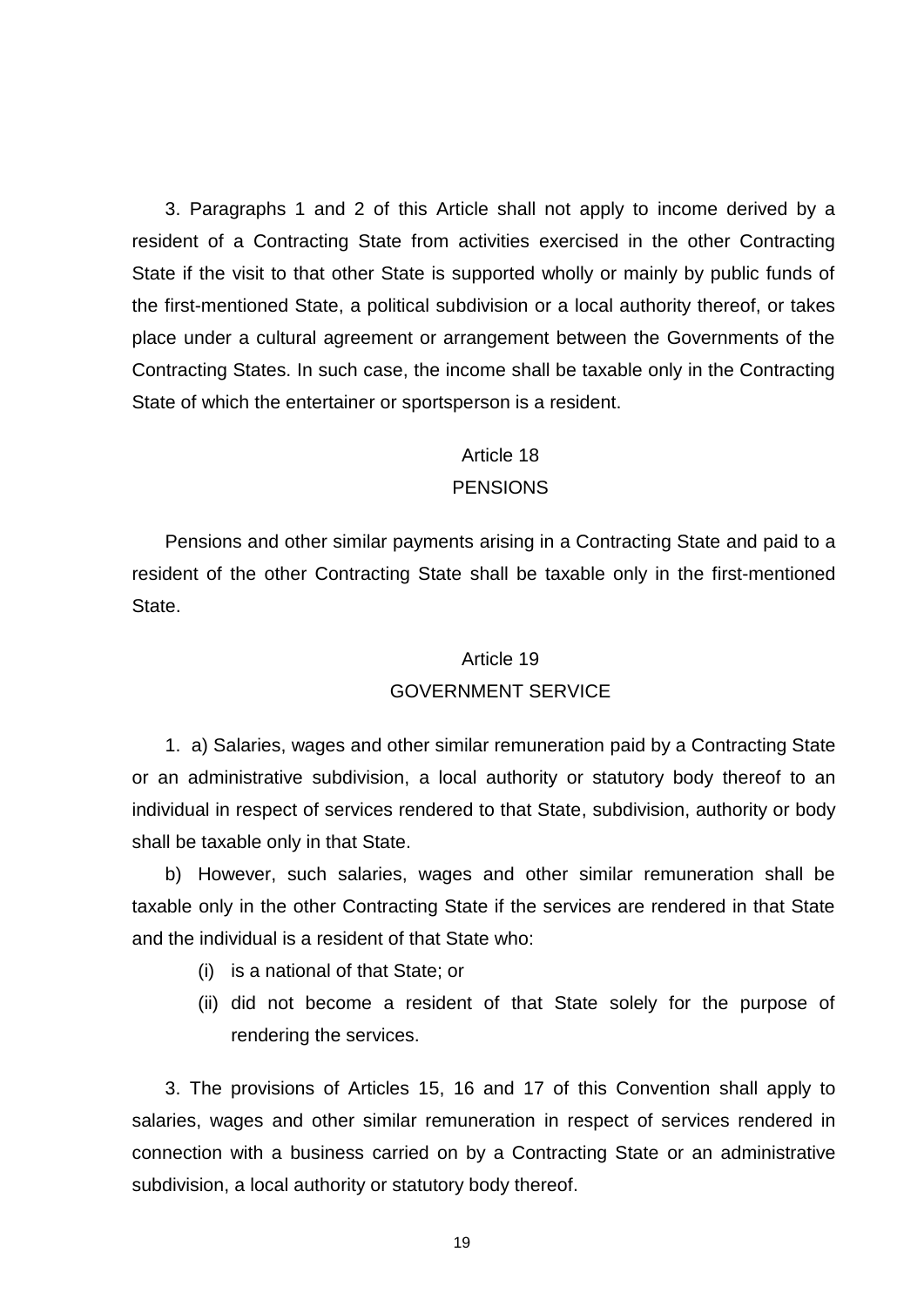3. Paragraphs 1 and 2 of this Article shall not apply to income derived by a resident of a Contracting State from activities exercised in the other Contracting State if the visit to that other State is supported wholly or mainly by public funds of the first-mentioned State, a political subdivision or a local authority thereof, or takes place under a cultural agreement or arrangement between the Governments of the Contracting States. In such case, the income shall be taxable only in the Contracting State of which the entertainer or sportsperson is a resident.

## Article 18
## PENSIONS

Pensions and other similar payments arising in a Contracting State and paid to a resident of the other Contracting State shall be taxable only in the first-mentioned State.

## Article 19
## GOVERNMENT SERVICE

1. a) Salaries, wages and other similar remuneration paid by a Contracting State or an administrative subdivision, a local authority or statutory body thereof to an individual in respect of services rendered to that State, subdivision, authority or body shall be taxable only in that State.

b) However, such salaries, wages and other similar remuneration shall be taxable only in the other Contracting State if the services are rendered in that State and the individual is a resident of that State who:

(i) is a national of that State; or

(ii) did not become a resident of that State solely for the purpose of rendering the services.

3. The provisions of Articles 15, 16 and 17 of this Convention shall apply to salaries, wages and other similar remuneration in respect of services rendered in connection with a business carried on by a Contracting State or an administrative subdivision, a local authority or statutory body thereof.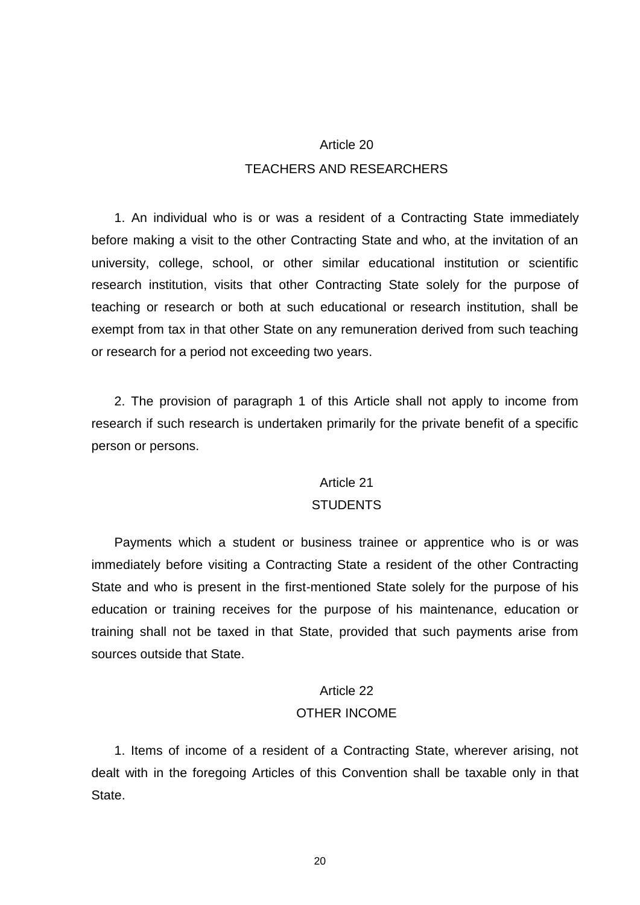## Article 20

## TEACHERS AND RESEARCHERS

1. An individual who is or was a resident of a Contracting State immediately before making a visit to the other Contracting State and who, at the invitation of an university, college, school, or other similar educational institution or scientific research institution, visits that other Contracting State solely for the purpose of teaching or research or both at such educational or research institution, shall be exempt from tax in that other State on any remuneration derived from such teaching or research for a period not exceeding two years.

2. The provision of paragraph 1 of this Article shall not apply to income from research if such research is undertaken primarily for the private benefit of a specific person or persons.

## Article 21

## STUDENTS

Payments which a student or business trainee or apprentice who is or was immediately before visiting a Contracting State a resident of the other Contracting State and who is present in the first-mentioned State solely for the purpose of his education or training receives for the purpose of his maintenance, education or training shall not be taxed in that State, provided that such payments arise from sources outside that State.

## Article 22

## OTHER INCOME

1. Items of income of a resident of a Contracting State, wherever arising, not dealt with in the foregoing Articles of this Convention shall be taxable only in that State.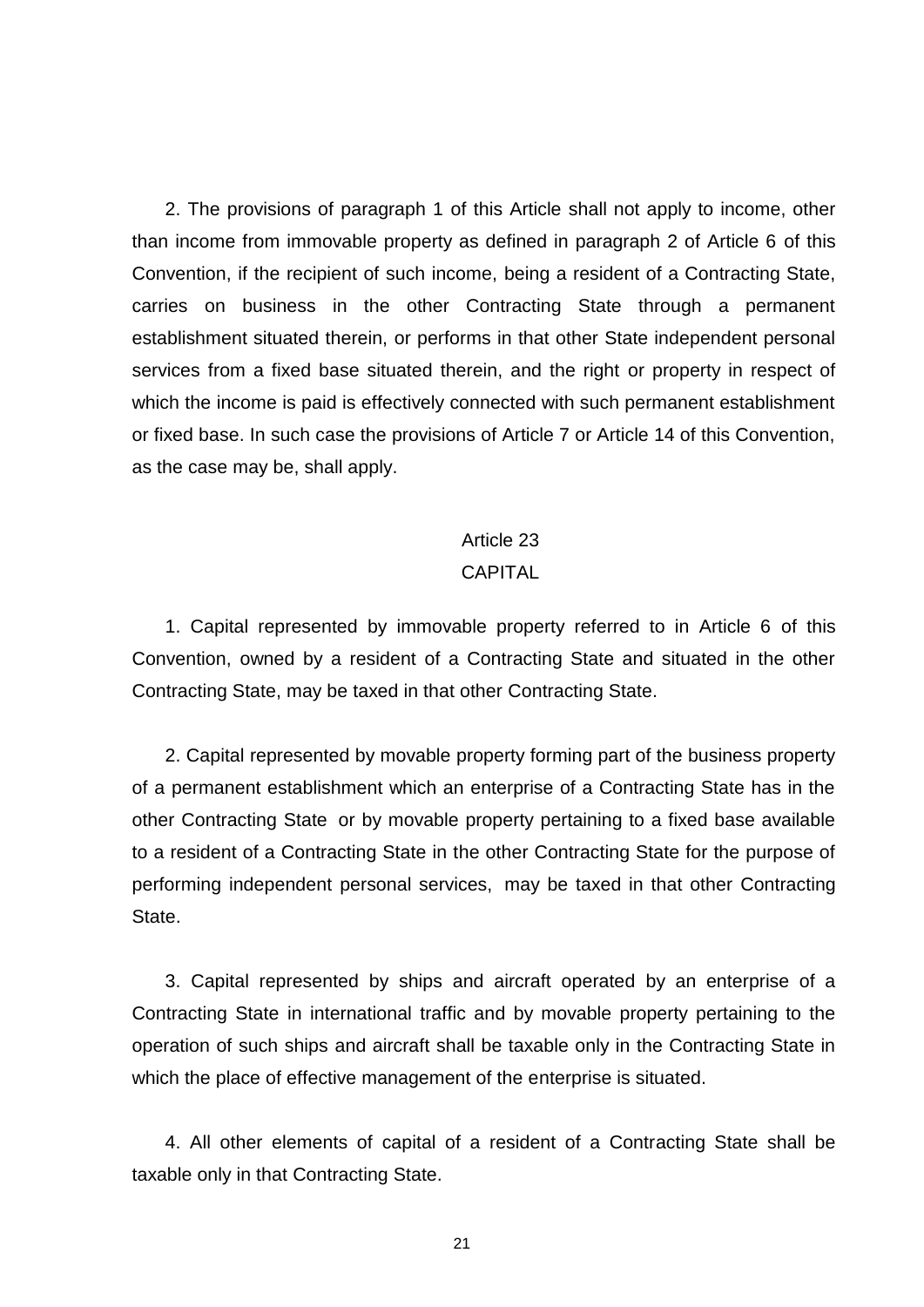2. The provisions of paragraph 1 of this Article shall not apply to income, other than income from immovable property as defined in paragraph 2 of Article 6 of this Convention, if the recipient of such income, being a resident of a Contracting State, carries on business in the other Contracting State through a permanent establishment situated therein, or performs in that other State independent personal services from a fixed base situated therein, and the right or property in respect of which the income is paid is effectively connected with such permanent establishment or fixed base. In such case the provisions of Article 7 or Article 14 of this Convention, as the case may be, shall apply.

## Article 23
## CAPITAL

1. Capital represented by immovable property referred to in Article 6 of this Convention, owned by a resident of a Contracting State and situated in the other Contracting State, may be taxed in that other Contracting State.

2. Capital represented by movable property forming part of the business property of a permanent establishment which an enterprise of a Contracting State has in the other Contracting State or by movable property pertaining to a fixed base available to a resident of a Contracting State in the other Contracting State for the purpose of performing independent personal services, may be taxed in that other Contracting State.

3. Capital represented by ships and aircraft operated by an enterprise of a Contracting State in international traffic and by movable property pertaining to the operation of such ships and aircraft shall be taxable only in the Contracting State in which the place of effective management of the enterprise is situated.

4. All other elements of capital of a resident of a Contracting State shall be taxable only in that Contracting State.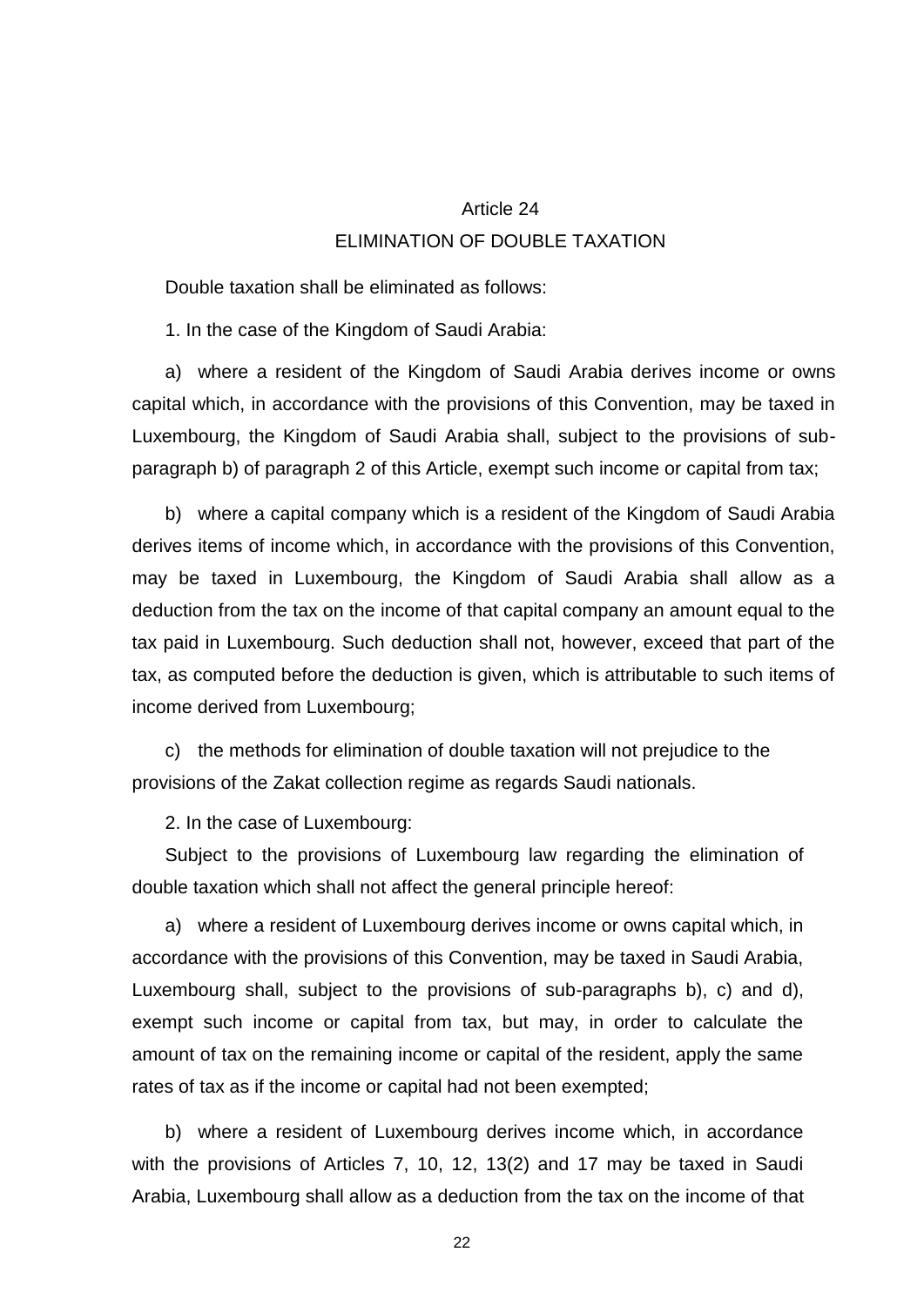## Article 24
## ELIMINATION OF DOUBLE TAXATION

Double taxation shall be eliminated as follows:

1. In the case of the Kingdom of Saudi Arabia:

a) where a resident of the Kingdom of Saudi Arabia derives income or owns capital which, in accordance with the provisions of this Convention, may be taxed in Luxembourg, the Kingdom of Saudi Arabia shall, subject to the provisions of sub-paragraph b) of paragraph 2 of this Article, exempt such income or capital from tax;

b) where a capital company which is a resident of the Kingdom of Saudi Arabia derives items of income which, in accordance with the provisions of this Convention, may be taxed in Luxembourg, the Kingdom of Saudi Arabia shall allow as a deduction from the tax on the income of that capital company an amount equal to the tax paid in Luxembourg. Such deduction shall not, however, exceed that part of the tax, as computed before the deduction is given, which is attributable to such items of income derived from Luxembourg;

c) the methods for elimination of double taxation will not prejudice to the provisions of the Zakat collection regime as regards Saudi nationals.

2. In the case of Luxembourg:

Subject to the provisions of Luxembourg law regarding the elimination of double taxation which shall not affect the general principle hereof:

a) where a resident of Luxembourg derives income or owns capital which, in accordance with the provisions of this Convention, may be taxed in Saudi Arabia, Luxembourg shall, subject to the provisions of sub-paragraphs b), c) and d), exempt such income or capital from tax, but may, in order to calculate the amount of tax on the remaining income or capital of the resident, apply the same rates of tax as if the income or capital had not been exempted;

b) where a resident of Luxembourg derives income which, in accordance with the provisions of Articles 7, 10, 12, 13(2) and 17 may be taxed in Saudi Arabia, Luxembourg shall allow as a deduction from the tax on the income of that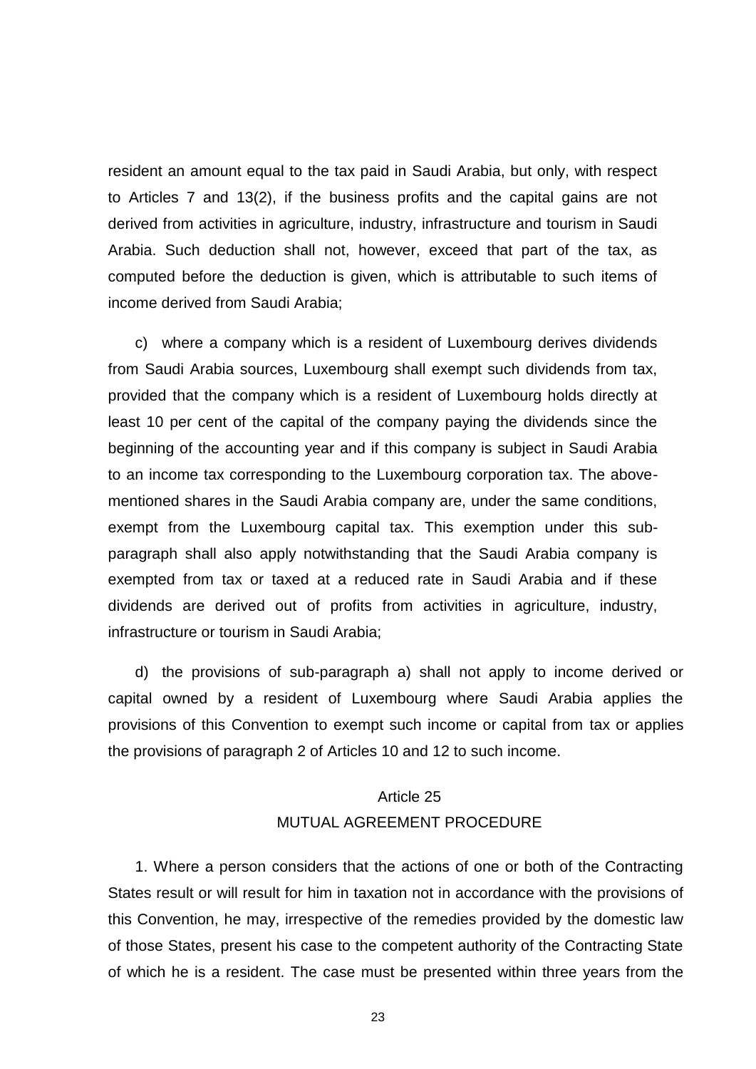resident an amount equal to the tax paid in Saudi Arabia, but only, with respect to Articles 7 and 13(2), if the business profits and the capital gains are not derived from activities in agriculture, industry, infrastructure and tourism in Saudi Arabia. Such deduction shall not, however, exceed that part of the tax, as computed before the deduction is given, which is attributable to such items of income derived from Saudi Arabia;

c) where a company which is a resident of Luxembourg derives dividends from Saudi Arabia sources, Luxembourg shall exempt such dividends from tax, provided that the company which is a resident of Luxembourg holds directly at least 10 per cent of the capital of the company paying the dividends since the beginning of the accounting year and if this company is subject in Saudi Arabia to an income tax corresponding to the Luxembourg corporation tax. The above-mentioned shares in the Saudi Arabia company are, under the same conditions, exempt from the Luxembourg capital tax. This exemption under this sub-paragraph shall also apply notwithstanding that the Saudi Arabia company is exempted from tax or taxed at a reduced rate in Saudi Arabia and if these dividends are derived out of profits from activities in agriculture, industry, infrastructure or tourism in Saudi Arabia;

d) the provisions of sub-paragraph a) shall not apply to income derived or capital owned by a resident of Luxembourg where Saudi Arabia applies the provisions of this Convention to exempt such income or capital from tax or applies the provisions of paragraph 2 of Articles 10 and 12 to such income.

## Article 25
## MUTUAL AGREEMENT PROCEDURE

1. Where a person considers that the actions of one or both of the Contracting States result or will result for him in taxation not in accordance with the provisions of this Convention, he may, irrespective of the remedies provided by the domestic law of those States, present his case to the competent authority of the Contracting State of which he is a resident. The case must be presented within three years from the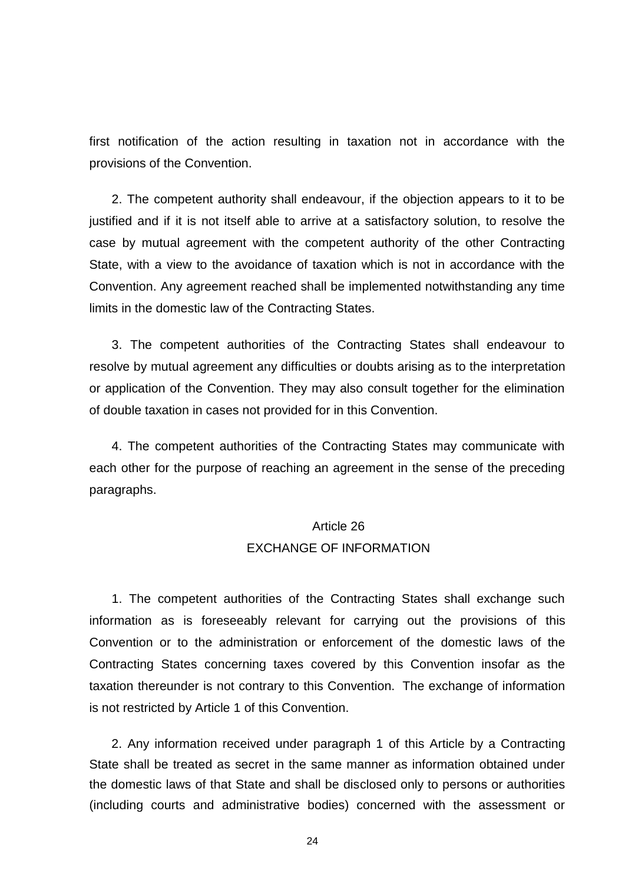first notification of the action resulting in taxation not in accordance with the provisions of the Convention.

2. The competent authority shall endeavour, if the objection appears to it to be justified and if it is not itself able to arrive at a satisfactory solution, to resolve the case by mutual agreement with the competent authority of the other Contracting State, with a view to the avoidance of taxation which is not in accordance with the Convention. Any agreement reached shall be implemented notwithstanding any time limits in the domestic law of the Contracting States.

3. The competent authorities of the Contracting States shall endeavour to resolve by mutual agreement any difficulties or doubts arising as to the interpretation or application of the Convention. They may also consult together for the elimination of double taxation in cases not provided for in this Convention.

4. The competent authorities of the Contracting States may communicate with each other for the purpose of reaching an agreement in the sense of the preceding paragraphs.

## Article 26
## EXCHANGE OF INFORMATION

1. The competent authorities of the Contracting States shall exchange such information as is foreseeably relevant for carrying out the provisions of this Convention or to the administration or enforcement of the domestic laws of the Contracting States concerning taxes covered by this Convention insofar as the taxation thereunder is not contrary to this Convention. The exchange of information is not restricted by Article 1 of this Convention.

2. Any information received under paragraph 1 of this Article by a Contracting State shall be treated as secret in the same manner as information obtained under the domestic laws of that State and shall be disclosed only to persons or authorities (including courts and administrative bodies) concerned with the assessment or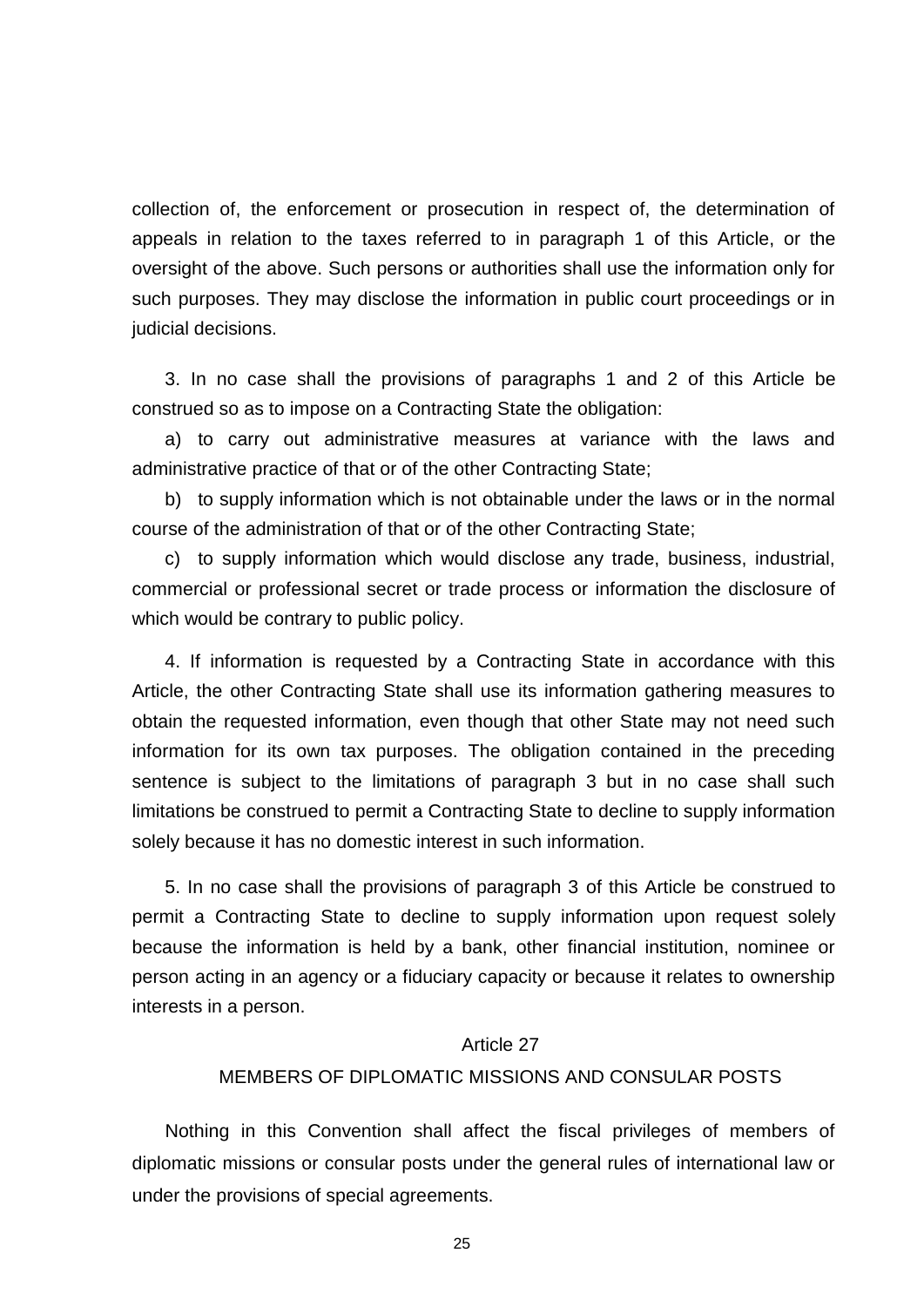collection of, the enforcement or prosecution in respect of, the determination of appeals in relation to the taxes referred to in paragraph 1 of this Article, or the oversight of the above. Such persons or authorities shall use the information only for such purposes. They may disclose the information in public court proceedings or in judicial decisions.

3. In no case shall the provisions of paragraphs 1 and 2 of this Article be construed so as to impose on a Contracting State the obligation:

a) to carry out administrative measures at variance with the laws and administrative practice of that or of the other Contracting State;

b) to supply information which is not obtainable under the laws or in the normal course of the administration of that or of the other Contracting State;

c) to supply information which would disclose any trade, business, industrial, commercial or professional secret or trade process or information the disclosure of which would be contrary to public policy.

4. If information is requested by a Contracting State in accordance with this Article, the other Contracting State shall use its information gathering measures to obtain the requested information, even though that other State may not need such information for its own tax purposes. The obligation contained in the preceding sentence is subject to the limitations of paragraph 3 but in no case shall such limitations be construed to permit a Contracting State to decline to supply information solely because it has no domestic interest in such information.

5. In no case shall the provisions of paragraph 3 of this Article be construed to permit a Contracting State to decline to supply information upon request solely because the information is held by a bank, other financial institution, nominee or person acting in an agency or a fiduciary capacity or because it relates to ownership interests in a person.

## Article 27

## MEMBERS OF DIPLOMATIC MISSIONS AND CONSULAR POSTS

Nothing in this Convention shall affect the fiscal privileges of members of diplomatic missions or consular posts under the general rules of international law or under the provisions of special agreements.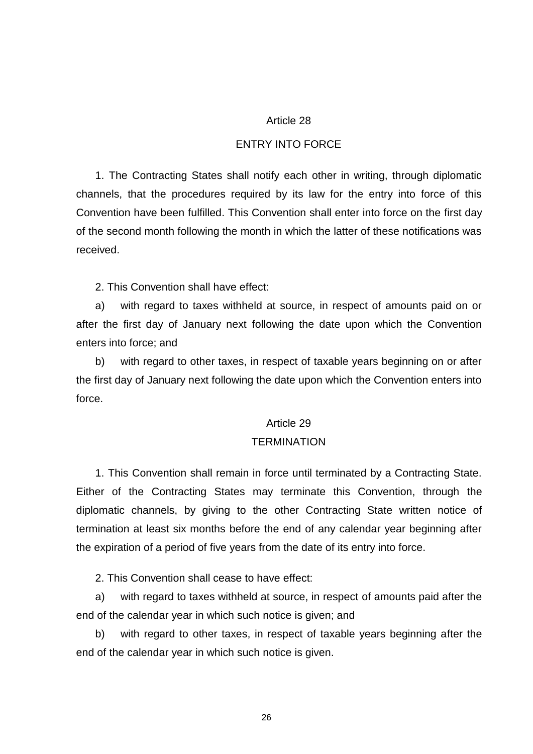## Article 28

## ENTRY INTO FORCE

1. The Contracting States shall notify each other in writing, through diplomatic channels, that the procedures required by its law for the entry into force of this Convention have been fulfilled. This Convention shall enter into force on the first day of the second month following the month in which the latter of these notifications was received.

2. This Convention shall have effect:

a) with regard to taxes withheld at source, in respect of amounts paid on or after the first day of January next following the date upon which the Convention enters into force; and

b) with regard to other taxes, in respect of taxable years beginning on or after the first day of January next following the date upon which the Convention enters into force.

## Article 29

## TERMINATION

1. This Convention shall remain in force until terminated by a Contracting State. Either of the Contracting States may terminate this Convention, through the diplomatic channels, by giving to the other Contracting State written notice of termination at least six months before the end of any calendar year beginning after the expiration of a period of five years from the date of its entry into force.

2. This Convention shall cease to have effect:

a) with regard to taxes withheld at source, in respect of amounts paid after the end of the calendar year in which such notice is given; and

b) with regard to other taxes, in respect of taxable years beginning after the end of the calendar year in which such notice is given.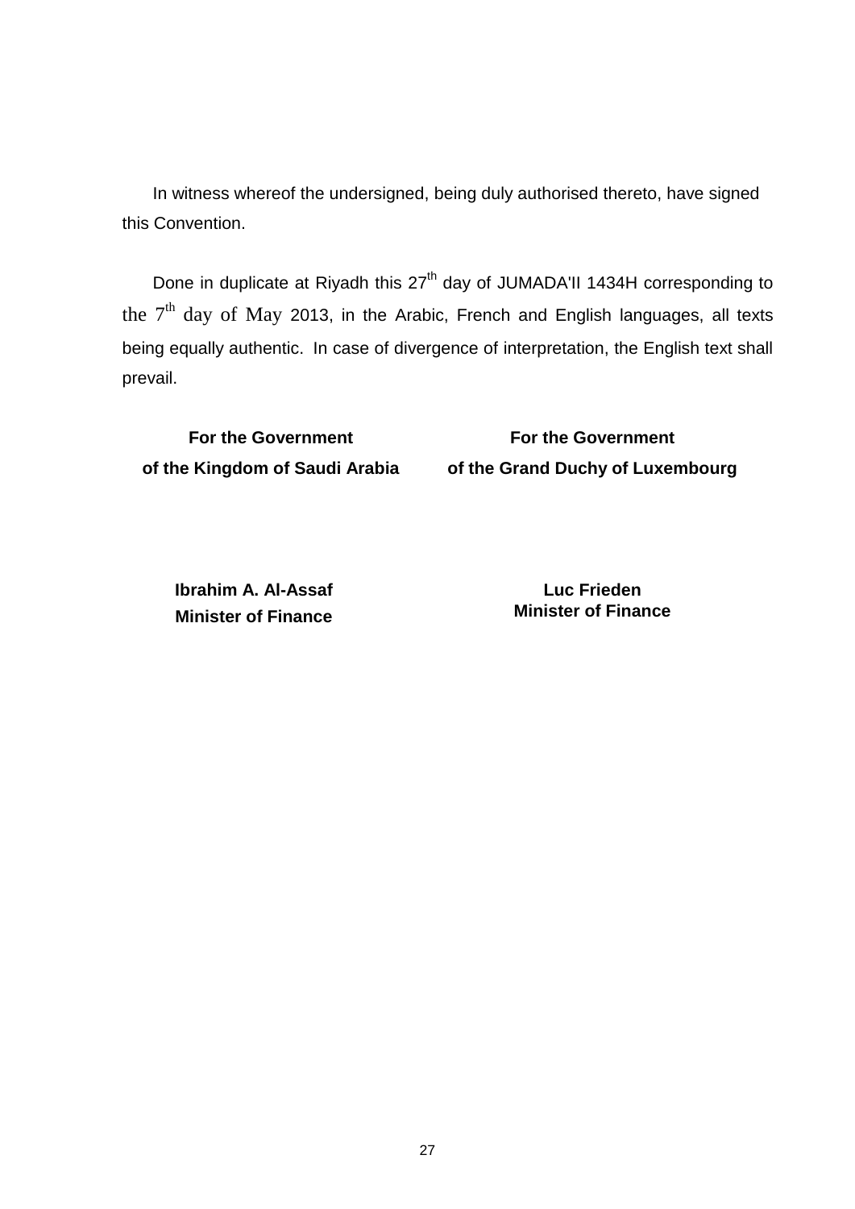In witness whereof the undersigned, being duly authorised thereto, have signed this Convention.

Done in duplicate at Riyadh this 27th day of JUMADA'II 1434H corresponding to the 7th day of May 2013, in the Arabic, French and English languages, all texts being equally authentic. In case of divergence of interpretation, the English text shall prevail.

| **For the Government of the Kingdom of Saudi Arabia** | **For the Government of the Grand Duchy of Luxembourg** |
|---|---|
| **Ibrahim A. Al-Assaf**<br>**Minister of Finance** | **Luc Frieden**<br>**Minister of Finance** |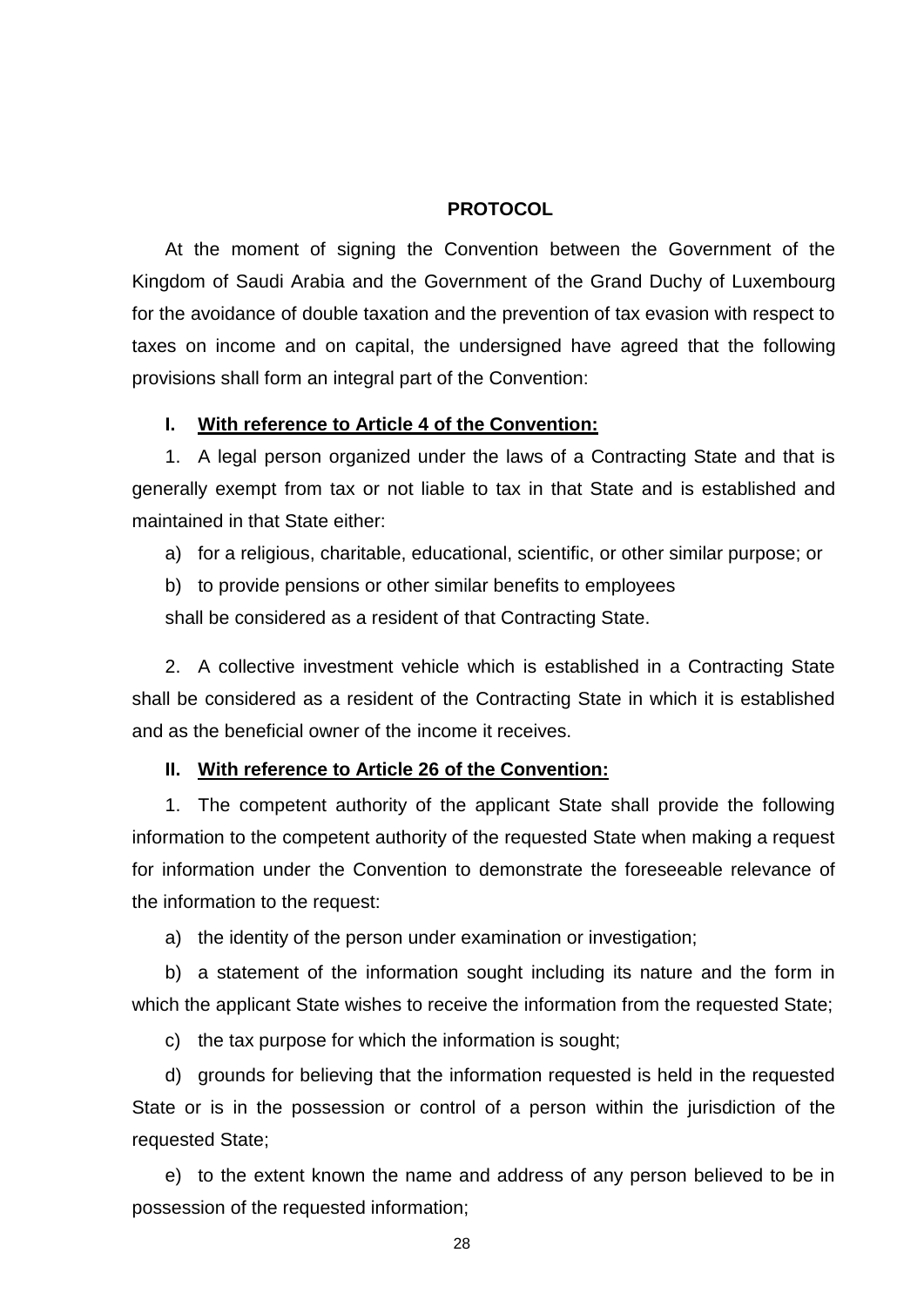**PROTOCOL**

At the moment of signing the Convention between the Government of the Kingdom of Saudi Arabia and the Government of the Grand Duchy of Luxembourg for the avoidance of double taxation and the prevention of tax evasion with respect to taxes on income and on capital, the undersigned have agreed that the following provisions shall form an integral part of the Convention:

**I. <u>With reference to Article 4 of the Convention:</u>**

1. A legal person organized under the laws of a Contracting State and that is generally exempt from tax or not liable to tax in that State and is established and maintained in that State either:

a) for a religious, charitable, educational, scientific, or other similar purpose; or

b) to provide pensions or other similar benefits to employees

shall be considered as a resident of that Contracting State.

2. A collective investment vehicle which is established in a Contracting State shall be considered as a resident of the Contracting State in which it is established and as the beneficial owner of the income it receives.

**II. <u>With reference to Article 26 of the Convention:</u>**

1. The competent authority of the applicant State shall provide the following information to the competent authority of the requested State when making a request for information under the Convention to demonstrate the foreseeable relevance of the information to the request:

a) the identity of the person under examination or investigation;

b) a statement of the information sought including its nature and the form in which the applicant State wishes to receive the information from the requested State;

c) the tax purpose for which the information is sought;

d) grounds for believing that the information requested is held in the requested State or is in the possession or control of a person within the jurisdiction of the requested State;

e) to the extent known the name and address of any person believed to be in possession of the requested information;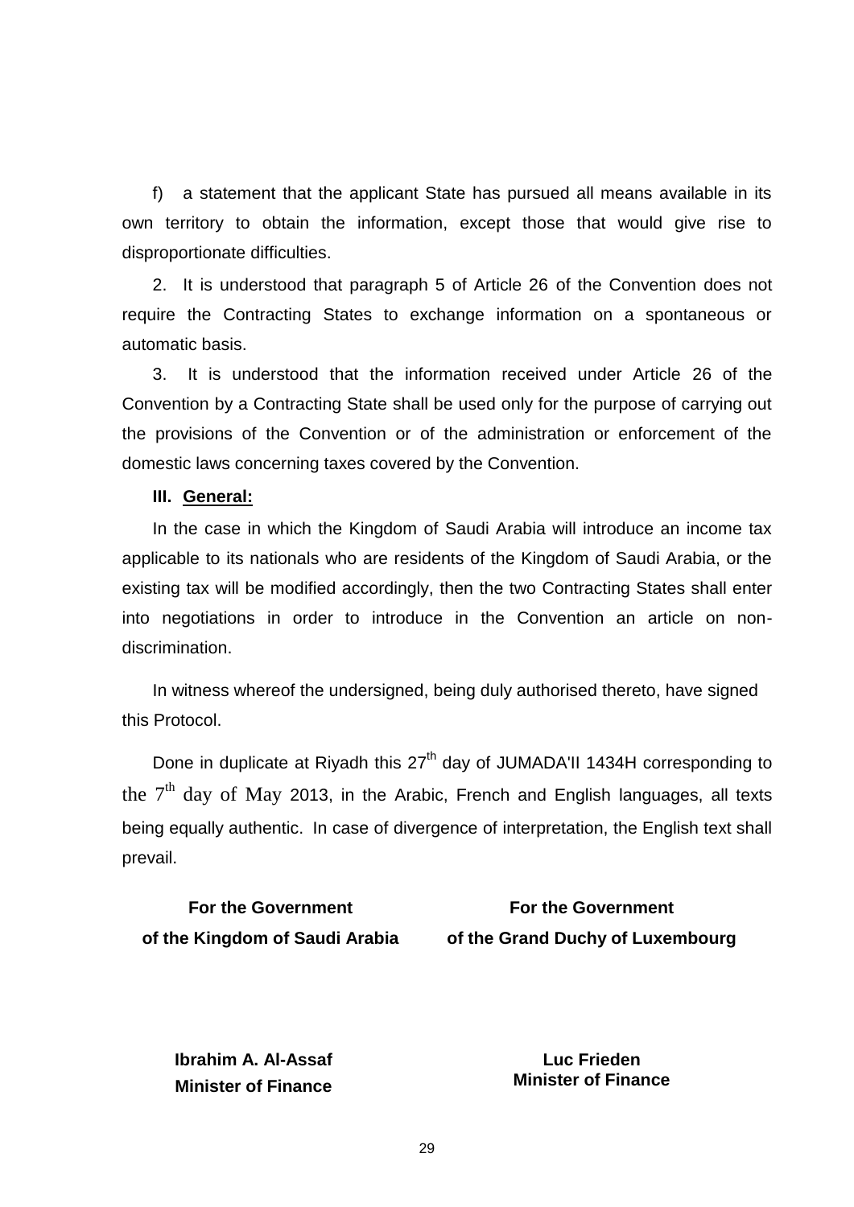f) a statement that the applicant State has pursued all means available in its own territory to obtain the information, except those that would give rise to disproportionate difficulties.

2. It is understood that paragraph 5 of Article 26 of the Convention does not require the Contracting States to exchange information on a spontaneous or automatic basis.

3. It is understood that the information received under Article 26 of the Convention by a Contracting State shall be used only for the purpose of carrying out the provisions of the Convention or of the administration or enforcement of the domestic laws concerning taxes covered by the Convention.

**III. General:**

In the case in which the Kingdom of Saudi Arabia will introduce an income tax applicable to its nationals who are residents of the Kingdom of Saudi Arabia, or the existing tax will be modified accordingly, then the two Contracting States shall enter into negotiations in order to introduce in the Convention an article on non-discrimination.

In witness whereof the undersigned, being duly authorised thereto, have signed this Protocol.

Done in duplicate at Riyadh this 27th day of JUMADA'II 1434H corresponding to the 7th day of May 2013, in the Arabic, French and English languages, all texts being equally authentic. In case of divergence of interpretation, the English text shall prevail.

| For the Government of the Kingdom of Saudi Arabia | For the Government of the Grand Duchy of Luxembourg |
| --- | --- |
| **Ibrahim A. Al-Assaf** | **Luc Frieden** |
| **Minister of Finance** | **Minister of Finance** |